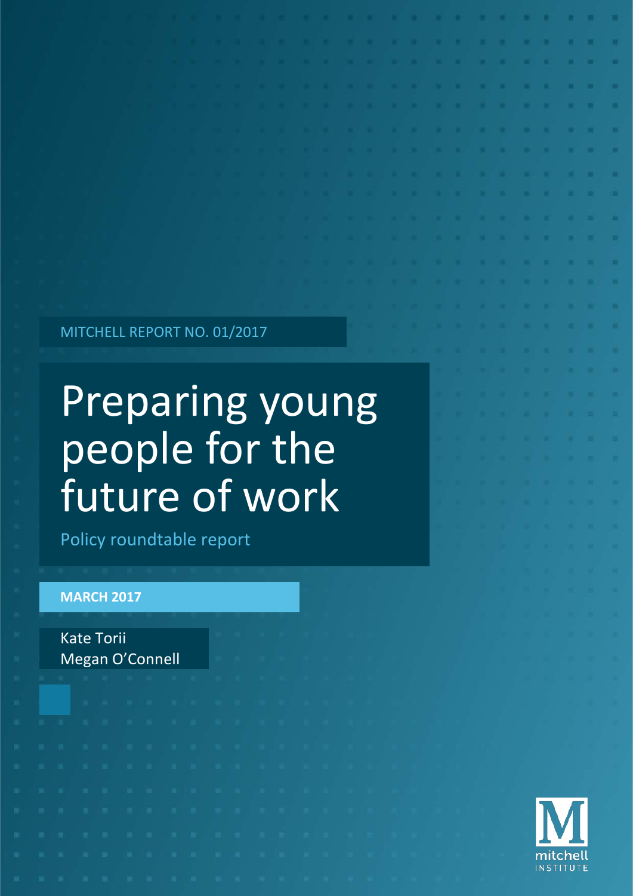MITCHELL REPORT NO. 01/2017

# Preparing young people for the future of work

## Policy roundtable report

**MARCH 2017**

Kate Torii
Megan O'Connell

mitchell INSTITUTE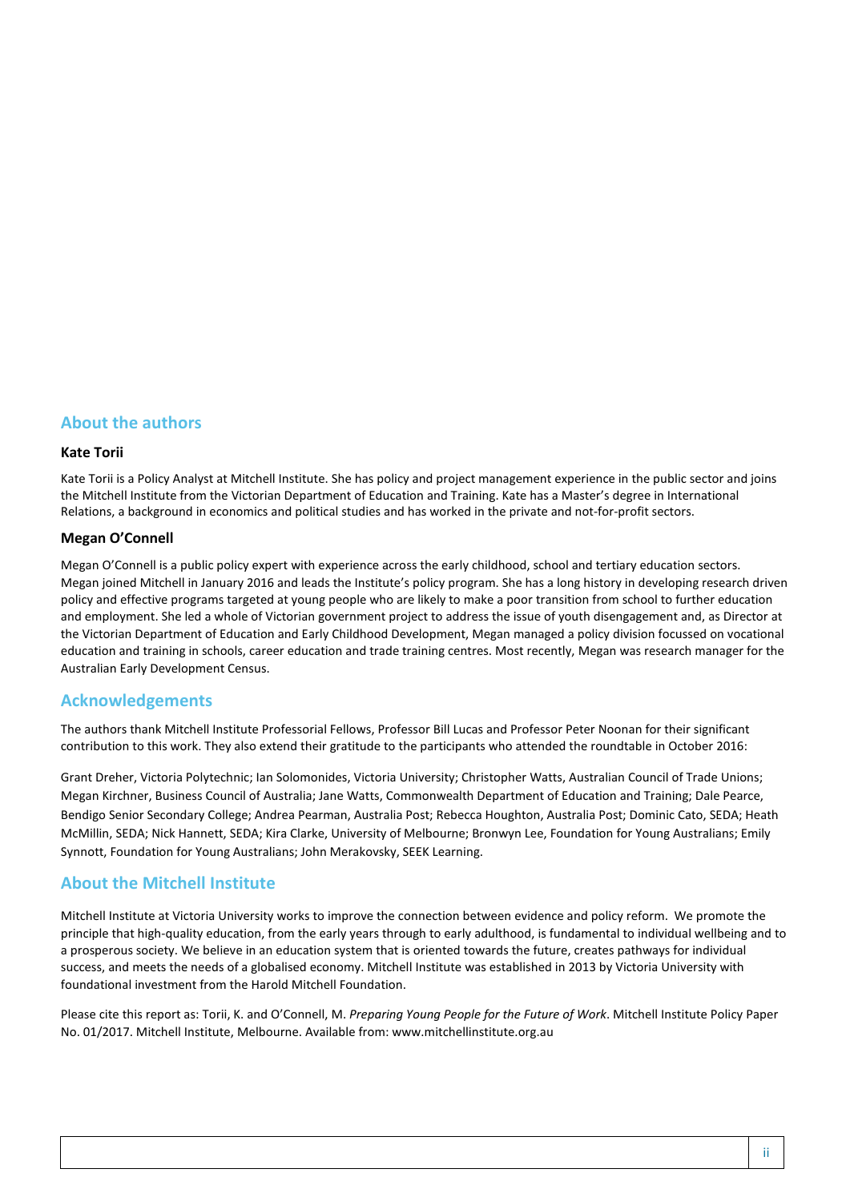## About the authors

### Kate Torii

Kate Torii is a Policy Analyst at Mitchell Institute. She has policy and project management experience in the public sector and joins the Mitchell Institute from the Victorian Department of Education and Training. Kate has a Master's degree in International Relations, a background in economics and political studies and has worked in the private and not-for-profit sectors.

### Megan O'Connell

Megan O'Connell is a public policy expert with experience across the early childhood, school and tertiary education sectors. Megan joined Mitchell in January 2016 and leads the Institute's policy program. She has a long history in developing research driven policy and effective programs targeted at young people who are likely to make a poor transition from school to further education and employment. She led a whole of Victorian government project to address the issue of youth disengagement and, as Director at the Victorian Department of Education and Early Childhood Development, Megan managed a policy division focussed on vocational education and training in schools, career education and trade training centres. Most recently, Megan was research manager for the Australian Early Development Census.

## Acknowledgements

The authors thank Mitchell Institute Professorial Fellows, Professor Bill Lucas and Professor Peter Noonan for their significant contribution to this work. They also extend their gratitude to the participants who attended the roundtable in October 2016:

Grant Dreher, Victoria Polytechnic; Ian Solomonides, Victoria University; Christopher Watts, Australian Council of Trade Unions; Megan Kirchner, Business Council of Australia; Jane Watts, Commonwealth Department of Education and Training; Dale Pearce, Bendigo Senior Secondary College; Andrea Pearman, Australia Post; Rebecca Houghton, Australia Post; Dominic Cato, SEDA; Heath McMillin, SEDA; Nick Hannett, SEDA; Kira Clarke, University of Melbourne; Bronwyn Lee, Foundation for Young Australians; Emily Synnott, Foundation for Young Australians; John Merakovsky, SEEK Learning.

## About the Mitchell Institute

Mitchell Institute at Victoria University works to improve the connection between evidence and policy reform. We promote the principle that high-quality education, from the early years through to early adulthood, is fundamental to individual wellbeing and to a prosperous society. We believe in an education system that is oriented towards the future, creates pathways for individual success, and meets the needs of a globalised economy. Mitchell Institute was established in 2013 by Victoria University with foundational investment from the Harold Mitchell Foundation.

Please cite this report as: Torii, K. and O'Connell, M. *Preparing Young People for the Future of Work*. Mitchell Institute Policy Paper No. 01/2017. Mitchell Institute, Melbourne. Available from: www.mitchellinstitute.org.au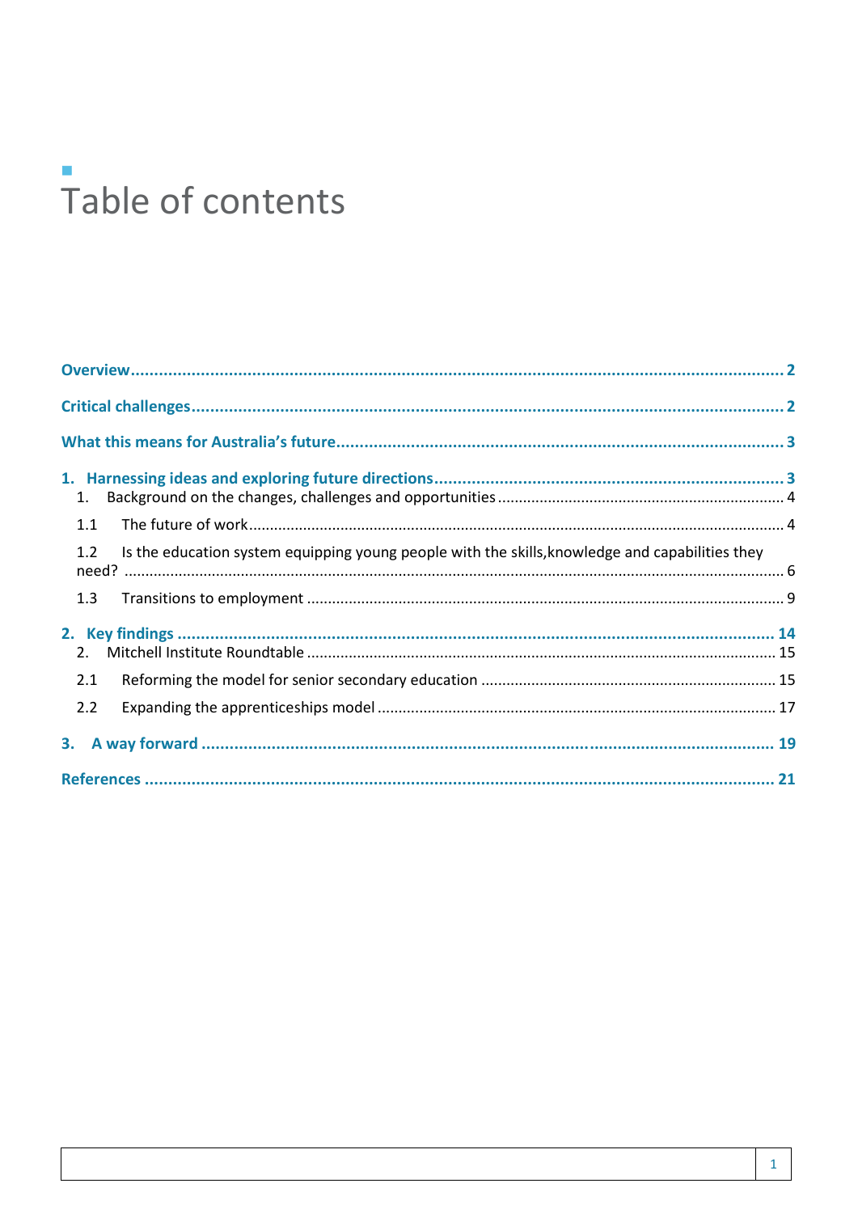# Table of contents

Overview ........................................................................................................................................ 2

Critical challenges ........................................................................................................................ 2

What this means for Australia's future ......................................................................................... 3

1. Harnessing ideas and exploring future directions ................................................................... 3
   1. Background on the changes, challenges and opportunities ................................................. 4

   1.1 The future of work ................................................................................................................ 4

   1.2 Is the education system equipping young people with the skills,knowledge and capabilities they need? ............................................................................................................................. 6

   1.3 Transitions to employment .................................................................................................. 9

2. Key findings ............................................................................................................................ 14
   2. Mitchell Institute Roundtable ............................................................................................... 15

   2.1 Reforming the model for senior secondary education ....................................................... 15

   2.2 Expanding the apprenticeships model ............................................................................... 17

3. A way forward ......................................................................................................................... 19

References ................................................................................................................................... 21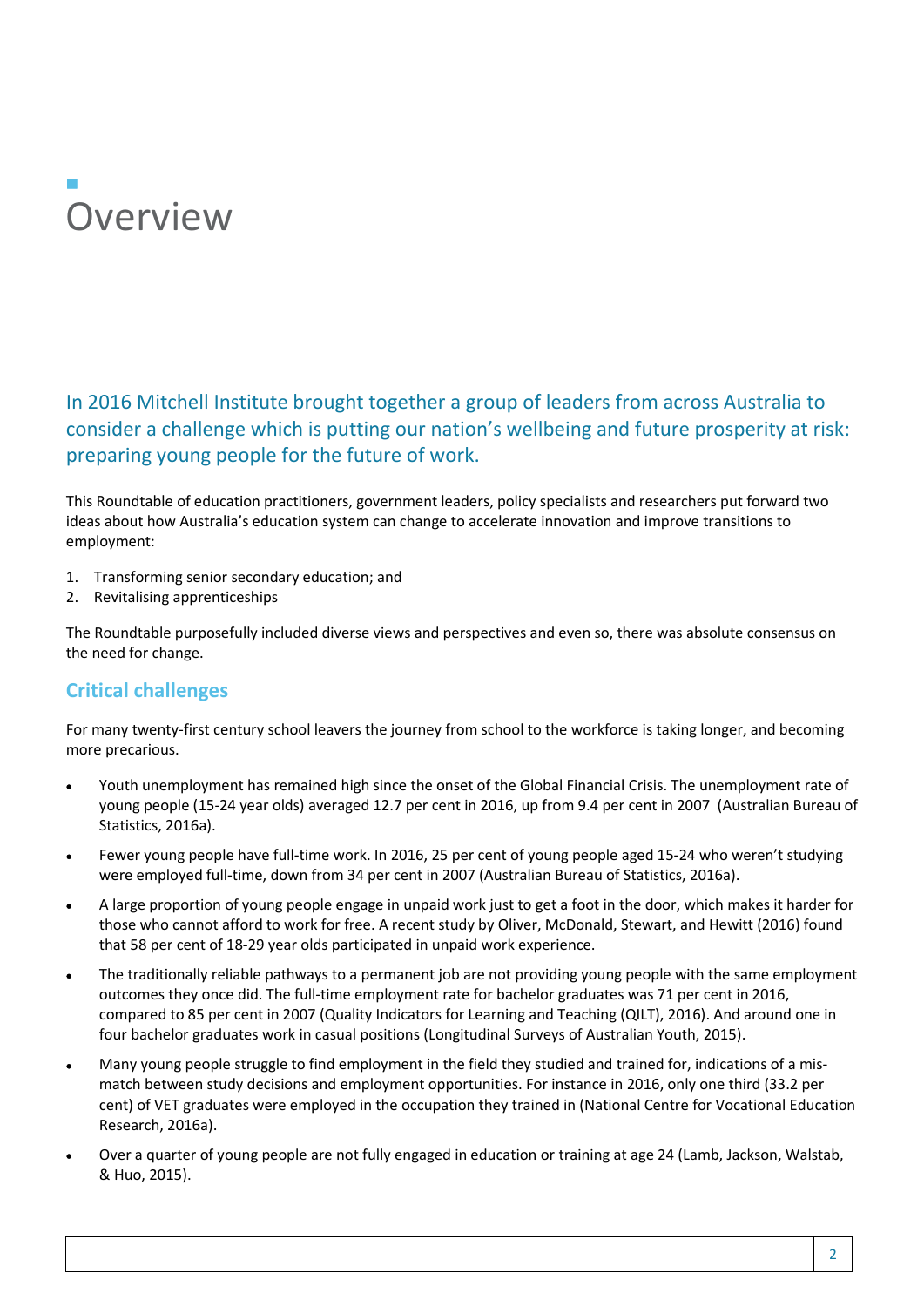# Overview

## In 2016 Mitchell Institute brought together a group of leaders from across Australia to consider a challenge which is putting our nation's wellbeing and future prosperity at risk: preparing young people for the future of work.

This Roundtable of education practitioners, government leaders, policy specialists and researchers put forward two ideas about how Australia's education system can change to accelerate innovation and improve transitions to employment:

1. Transforming senior secondary education; and
2. Revitalising apprenticeships

The Roundtable purposefully included diverse views and perspectives and even so, there was absolute consensus on the need for change.

### Critical challenges

For many twenty-first century school leavers the journey from school to the workforce is taking longer, and becoming more precarious.

- Youth unemployment has remained high since the onset of the Global Financial Crisis. The unemployment rate of young people (15-24 year olds) averaged 12.7 per cent in 2016, up from 9.4 per cent in 2007 (Australian Bureau of Statistics, 2016a).
- Fewer young people have full-time work. In 2016, 25 per cent of young people aged 15-24 who weren't studying were employed full-time, down from 34 per cent in 2007 (Australian Bureau of Statistics, 2016a).
- A large proportion of young people engage in unpaid work just to get a foot in the door, which makes it harder for those who cannot afford to work for free. A recent study by Oliver, McDonald, Stewart, and Hewitt (2016) found that 58 per cent of 18-29 year olds participated in unpaid work experience.
- The traditionally reliable pathways to a permanent job are not providing young people with the same employment outcomes they once did. The full-time employment rate for bachelor graduates was 71 per cent in 2016, compared to 85 per cent in 2007 (Quality Indicators for Learning and Teaching (QILT), 2016). And around one in four bachelor graduates work in casual positions (Longitudinal Surveys of Australian Youth, 2015).
- Many young people struggle to find employment in the field they studied and trained for, indications of a mis-match between study decisions and employment opportunities. For instance in 2016, only one third (33.2 per cent) of VET graduates were employed in the occupation they trained in (National Centre for Vocational Education Research, 2016a).
- Over a quarter of young people are not fully engaged in education or training at age 24 (Lamb, Jackson, Walstab, & Huo, 2015).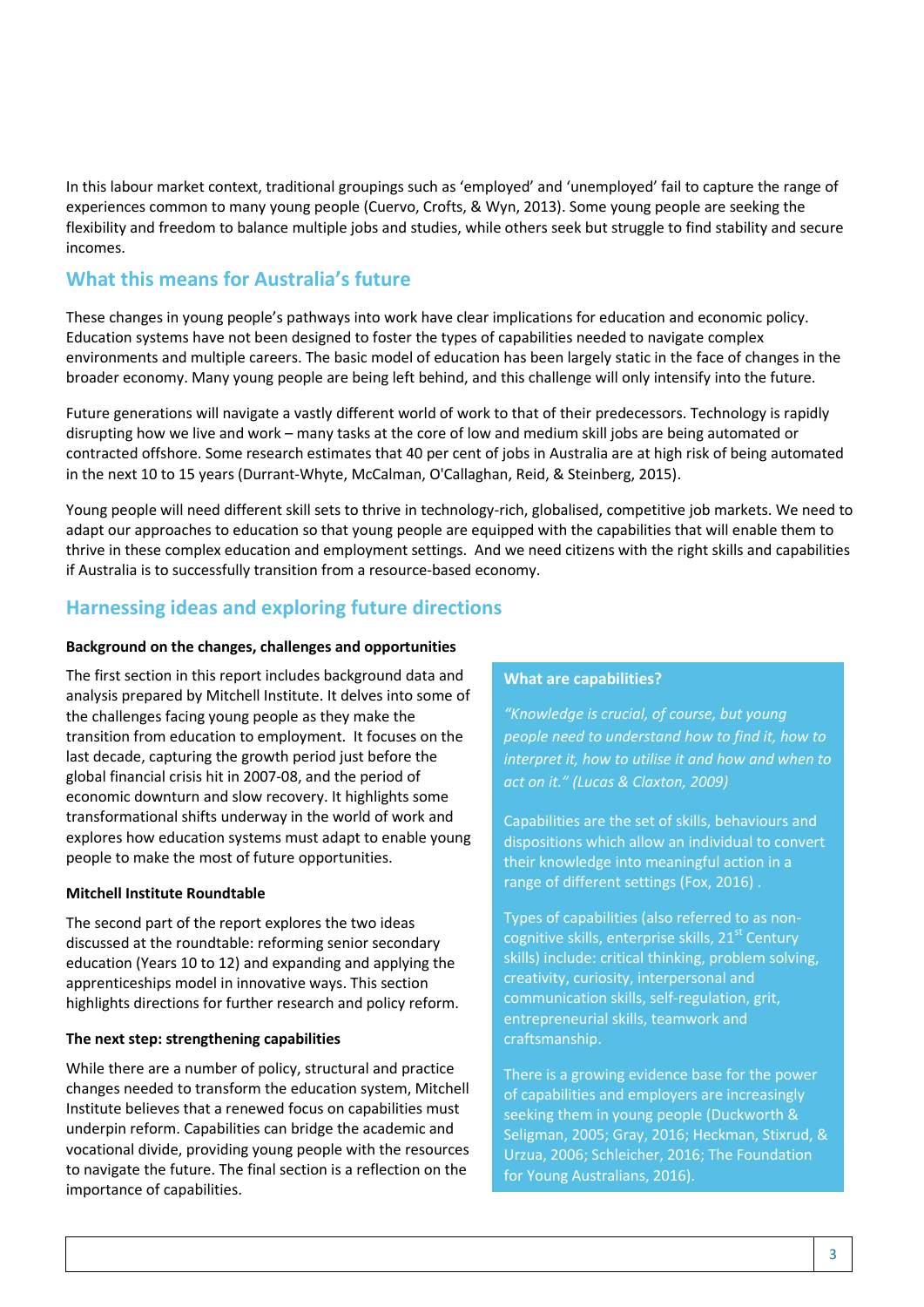In this labour market context, traditional groupings such as 'employed' and 'unemployed' fail to capture the range of experiences common to many young people (Cuervo, Crofts, & Wyn, 2013). Some young people are seeking the flexibility and freedom to balance multiple jobs and studies, while others seek but struggle to find stability and secure incomes.

## What this means for Australia's future

These changes in young people's pathways into work have clear implications for education and economic policy. Education systems have not been designed to foster the types of capabilities needed to navigate complex environments and multiple careers. The basic model of education has been largely static in the face of changes in the broader economy. Many young people are being left behind, and this challenge will only intensify into the future.

Future generations will navigate a vastly different world of work to that of their predecessors. Technology is rapidly disrupting how we live and work – many tasks at the core of low and medium skill jobs are being automated or contracted offshore. Some research estimates that 40 per cent of jobs in Australia are at high risk of being automated in the next 10 to 15 years (Durrant-Whyte, McCalman, O'Callaghan, Reid, & Steinberg, 2015).

Young people will need different skill sets to thrive in technology-rich, globalised, competitive job markets. We need to adapt our approaches to education so that young people are equipped with the capabilities that will enable them to thrive in these complex education and employment settings. And we need citizens with the right skills and capabilities if Australia is to successfully transition from a resource-based economy.

## Harnessing ideas and exploring future directions

**Background on the changes, challenges and opportunities**

The first section in this report includes background data and analysis prepared by Mitchell Institute. It delves into some of the challenges facing young people as they make the transition from education to employment. It focuses on the last decade, capturing the growth period just before the global financial crisis hit in 2007-08, and the period of economic downturn and slow recovery. It highlights some transformational shifts underway in the world of work and explores how education systems must adapt to enable young people to make the most of future opportunities.

**Mitchell Institute Roundtable**

The second part of the report explores the two ideas discussed at the roundtable: reforming senior secondary education (Years 10 to 12) and expanding and applying the apprenticeships model in innovative ways. This section highlights directions for further research and policy reform.

**The next step: strengthening capabilities**

While there are a number of policy, structural and practice changes needed to transform the education system, Mitchell Institute believes that a renewed focus on capabilities must underpin reform. Capabilities can bridge the academic and vocational divide, providing young people with the resources to navigate the future. The final section is a reflection on the importance of capabilities.

**What are capabilities?**

*"Knowledge is crucial, of course, but young people need to understand how to find it, how to interpret it, how to utilise it and how and when to act on it." (Lucas & Claxton, 2009)*

Capabilities are the set of skills, behaviours and dispositions which allow an individual to convert their knowledge into meaningful action in a range of different settings (Fox, 2016) .

Types of capabilities (also referred to as non-cognitive skills, enterprise skills, 21st Century skills) include: critical thinking, problem solving, creativity, curiosity, interpersonal and communication skills, self-regulation, grit, entrepreneurial skills, teamwork and craftsmanship.

There is a growing evidence base for the power of capabilities and employers are increasingly seeking them in young people (Duckworth & Seligman, 2005; Gray, 2016; Heckman, Stixrud, & Urzua, 2006; Schleicher, 2016; The Foundation for Young Australians, 2016).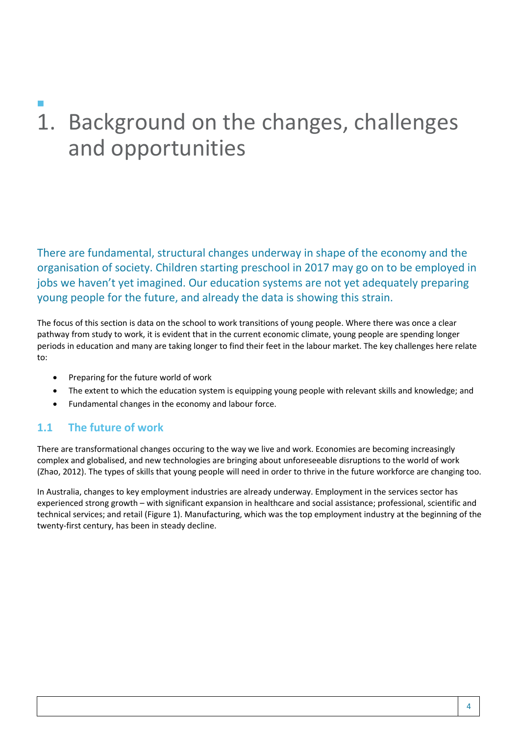# 1. Background on the changes, challenges and opportunities

There are fundamental, structural changes underway in shape of the economy and the organisation of society. Children starting preschool in 2017 may go on to be employed in jobs we haven't yet imagined. Our education systems are not yet adequately preparing young people for the future, and already the data is showing this strain.

The focus of this section is data on the school to work transitions of young people. Where there was once a clear pathway from study to work, it is evident that in the current economic climate, young people are spending longer periods in education and many are taking longer to find their feet in the labour market. The key challenges here relate to:

- Preparing for the future world of work
- The extent to which the education system is equipping young people with relevant skills and knowledge; and
- Fundamental changes in the economy and labour force.

## 1.1 The future of work

There are transformational changes occuring to the way we live and work. Economies are becoming increasingly complex and globalised, and new technologies are bringing about unforeseeable disruptions to the world of work (Zhao, 2012). The types of skills that young people will need in order to thrive in the future workforce are changing too.

In Australia, changes to key employment industries are already underway. Employment in the services sector has experienced strong growth – with significant expansion in healthcare and social assistance; professional, scientific and technical services; and retail (Figure 1). Manufacturing, which was the top employment industry at the beginning of the twenty-first century, has been in steady decline.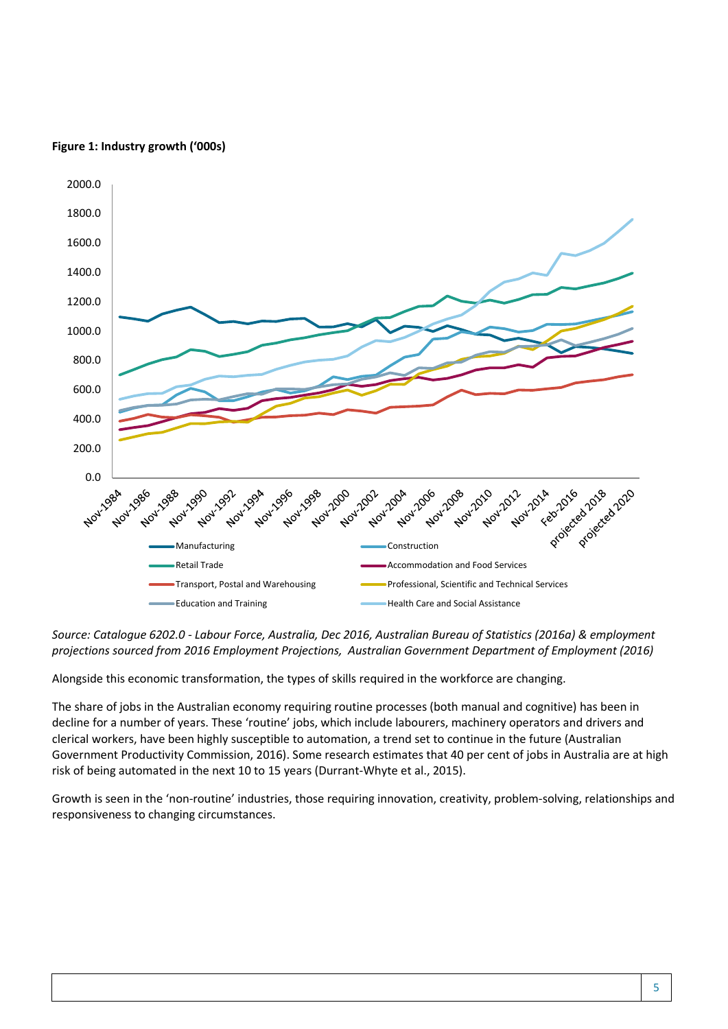**Figure 1: Industry growth ('000s)**

*Source: Catalogue 6202.0 - Labour Force, Australia, Dec 2016, Australian Bureau of Statistics (2016a) & employment projections sourced from 2016 Employment Projections, Australian Government Department of Employment (2016)*

Alongside this economic transformation, the types of skills required in the workforce are changing.

The share of jobs in the Australian economy requiring routine processes (both manual and cognitive) has been in decline for a number of years. These 'routine' jobs, which include labourers, machinery operators and drivers and clerical workers, have been highly susceptible to automation, a trend set to continue in the future (Australian Government Productivity Commission, 2016). Some research estimates that 40 per cent of jobs in Australia are at high risk of being automated in the next 10 to 15 years (Durrant-Whyte et al., 2015).

Growth is seen in the 'non-routine' industries, those requiring innovation, creativity, problem-solving, relationships and responsiveness to changing circumstances.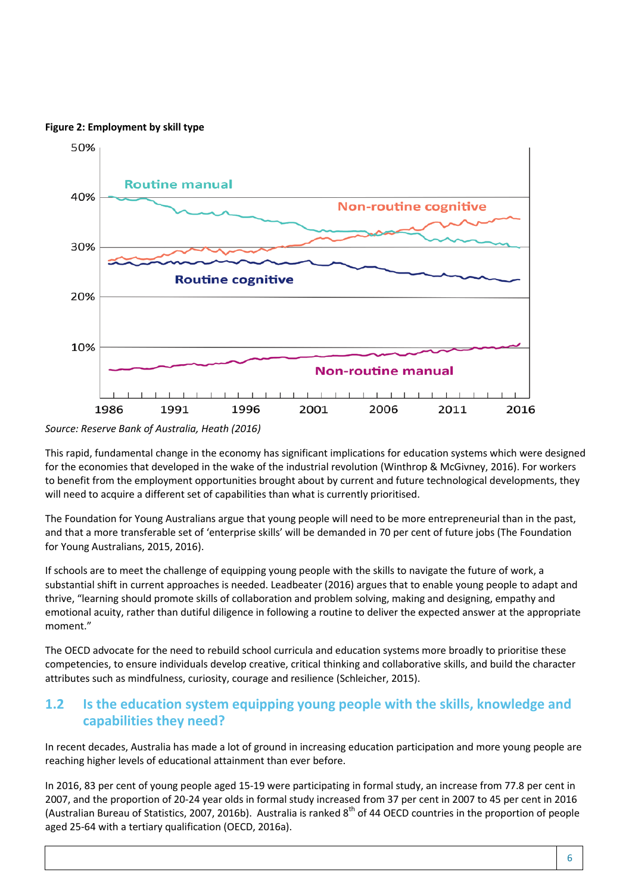**Figure 2: Employment by skill type**

*Source: Reserve Bank of Australia, Heath (2016)*

This rapid, fundamental change in the economy has significant implications for education systems which were designed for the economies that developed in the wake of the industrial revolution (Winthrop & McGivney, 2016). For workers to benefit from the employment opportunities brought about by current and future technological developments, they will need to acquire a different set of capabilities than what is currently prioritised.

The Foundation for Young Australians argue that young people will need to be more entrepreneurial than in the past, and that a more transferable set of 'enterprise skills' will be demanded in 70 per cent of future jobs (The Foundation for Young Australians, 2015, 2016).

If schools are to meet the challenge of equipping young people with the skills to navigate the future of work, a substantial shift in current approaches is needed. Leadbeater (2016) argues that to enable young people to adapt and thrive, "learning should promote skills of collaboration and problem solving, making and designing, empathy and emotional acuity, rather than dutiful diligence in following a routine to deliver the expected answer at the appropriate moment."

The OECD advocate for the need to rebuild school curricula and education systems more broadly to prioritise these competencies, to ensure individuals develop creative, critical thinking and collaborative skills, and build the character attributes such as mindfulness, curiosity, courage and resilience (Schleicher, 2015).

## 1.2 Is the education system equipping young people with the skills, knowledge and capabilities they need?

In recent decades, Australia has made a lot of ground in increasing education participation and more young people are reaching higher levels of educational attainment than ever before.

In 2016, 83 per cent of young people aged 15-19 were participating in formal study, an increase from 77.8 per cent in 2007, and the proportion of 20-24 year olds in formal study increased from 37 per cent in 2007 to 45 per cent in 2016 (Australian Bureau of Statistics, 2007, 2016b). Australia is ranked 8th of 44 OECD countries in the proportion of people aged 25-64 with a tertiary qualification (OECD, 2016a).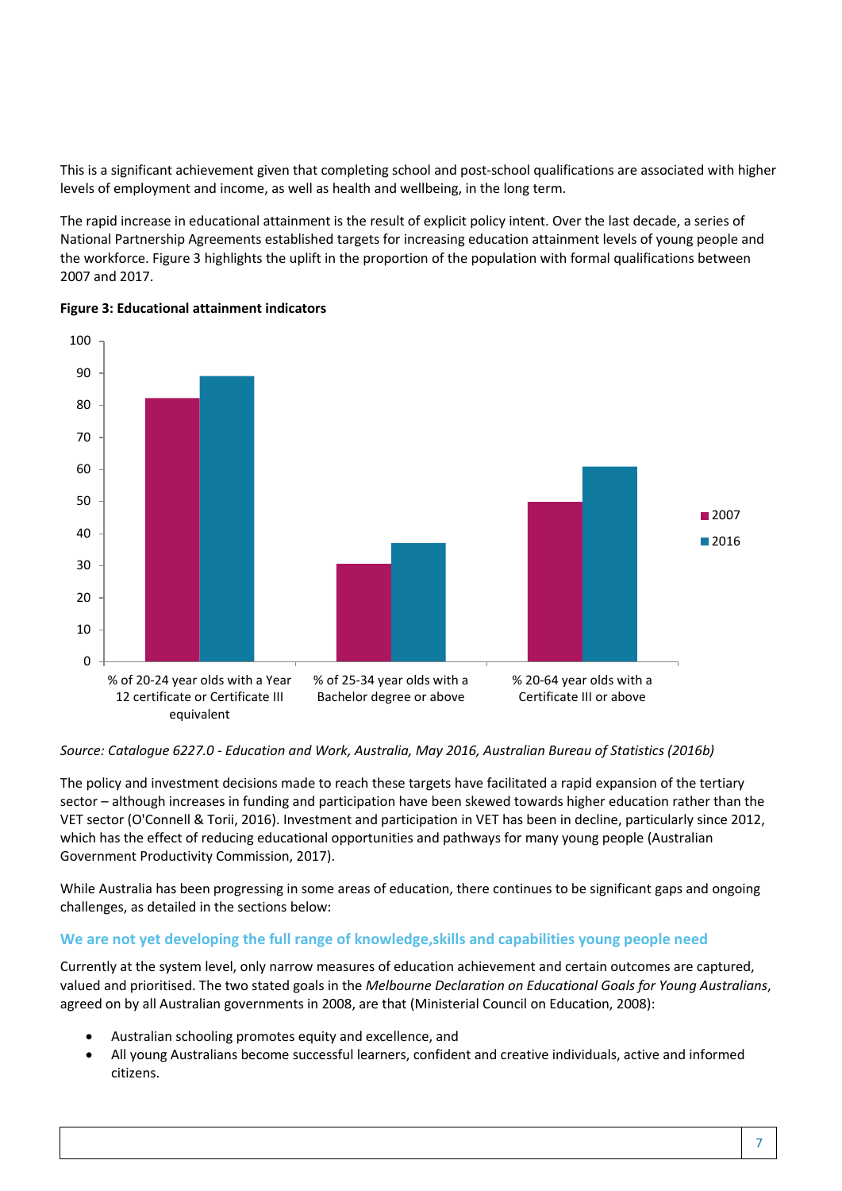This is a significant achievement given that completing school and post-school qualifications are associated with higher levels of employment and income, as well as health and wellbeing, in the long term.

The rapid increase in educational attainment is the result of explicit policy intent. Over the last decade, a series of National Partnership Agreements established targets for increasing education attainment levels of young people and the workforce. Figure 3 highlights the uplift in the proportion of the population with formal qualifications between 2007 and 2017.

**Figure 3: Educational attainment indicators**

*Source: Catalogue 6227.0 - Education and Work, Australia, May 2016, Australian Bureau of Statistics (2016b)*

The policy and investment decisions made to reach these targets have facilitated a rapid expansion of the tertiary sector – although increases in funding and participation have been skewed towards higher education rather than the VET sector (O'Connell & Torii, 2016). Investment and participation in VET has been in decline, particularly since 2012, which has the effect of reducing educational opportunities and pathways for many young people (Australian Government Productivity Commission, 2017).

While Australia has been progressing in some areas of education, there continues to be significant gaps and ongoing challenges, as detailed in the sections below:

### We are not yet developing the full range of knowledge,skills and capabilities young people need

Currently at the system level, only narrow measures of education achievement and certain outcomes are captured, valued and prioritised. The two stated goals in the *Melbourne Declaration on Educational Goals for Young Australians*, agreed on by all Australian governments in 2008, are that (Ministerial Council on Education, 2008):

- Australian schooling promotes equity and excellence, and
- All young Australians become successful learners, confident and creative individuals, active and informed citizens.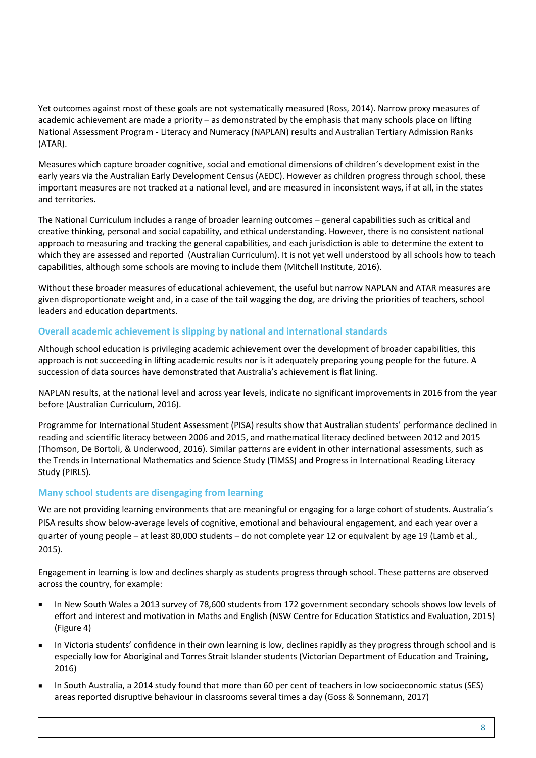Yet outcomes against most of these goals are not systematically measured (Ross, 2014). Narrow proxy measures of academic achievement are made a priority – as demonstrated by the emphasis that many schools place on lifting National Assessment Program - Literacy and Numeracy (NAPLAN) results and Australian Tertiary Admission Ranks (ATAR).

Measures which capture broader cognitive, social and emotional dimensions of children's development exist in the early years via the Australian Early Development Census (AEDC). However as children progress through school, these important measures are not tracked at a national level, and are measured in inconsistent ways, if at all, in the states and territories.

The National Curriculum includes a range of broader learning outcomes – general capabilities such as critical and creative thinking, personal and social capability, and ethical understanding. However, there is no consistent national approach to measuring and tracking the general capabilities, and each jurisdiction is able to determine the extent to which they are assessed and reported (Australian Curriculum). It is not yet well understood by all schools how to teach capabilities, although some schools are moving to include them (Mitchell Institute, 2016).

Without these broader measures of educational achievement, the useful but narrow NAPLAN and ATAR measures are given disproportionate weight and, in a case of the tail wagging the dog, are driving the priorities of teachers, school leaders and education departments.

### Overall academic achievement is slipping by national and international standards

Although school education is privileging academic achievement over the development of broader capabilities, this approach is not succeeding in lifting academic results nor is it adequately preparing young people for the future. A succession of data sources have demonstrated that Australia's achievement is flat lining.

NAPLAN results, at the national level and across year levels, indicate no significant improvements in 2016 from the year before (Australian Curriculum, 2016).

Programme for International Student Assessment (PISA) results show that Australian students' performance declined in reading and scientific literacy between 2006 and 2015, and mathematical literacy declined between 2012 and 2015 (Thomson, De Bortoli, & Underwood, 2016). Similar patterns are evident in other international assessments, such as the Trends in International Mathematics and Science Study (TIMSS) and Progress in International Reading Literacy Study (PIRLS).

### Many school students are disengaging from learning

We are not providing learning environments that are meaningful or engaging for a large cohort of students. Australia's PISA results show below-average levels of cognitive, emotional and behavioural engagement, and each year over a quarter of young people – at least 80,000 students – do not complete year 12 or equivalent by age 19 (Lamb et al., 2015).

Engagement in learning is low and declines sharply as students progress through school. These patterns are observed across the country, for example:

- In New South Wales a 2013 survey of 78,600 students from 172 government secondary schools shows low levels of effort and interest and motivation in Maths and English (NSW Centre for Education Statistics and Evaluation, 2015) (Figure 4)
- In Victoria students' confidence in their own learning is low, declines rapidly as they progress through school and is especially low for Aboriginal and Torres Strait Islander students (Victorian Department of Education and Training, 2016)
- In South Australia, a 2014 study found that more than 60 per cent of teachers in low socioeconomic status (SES) areas reported disruptive behaviour in classrooms several times a day (Goss & Sonnemann, 2017)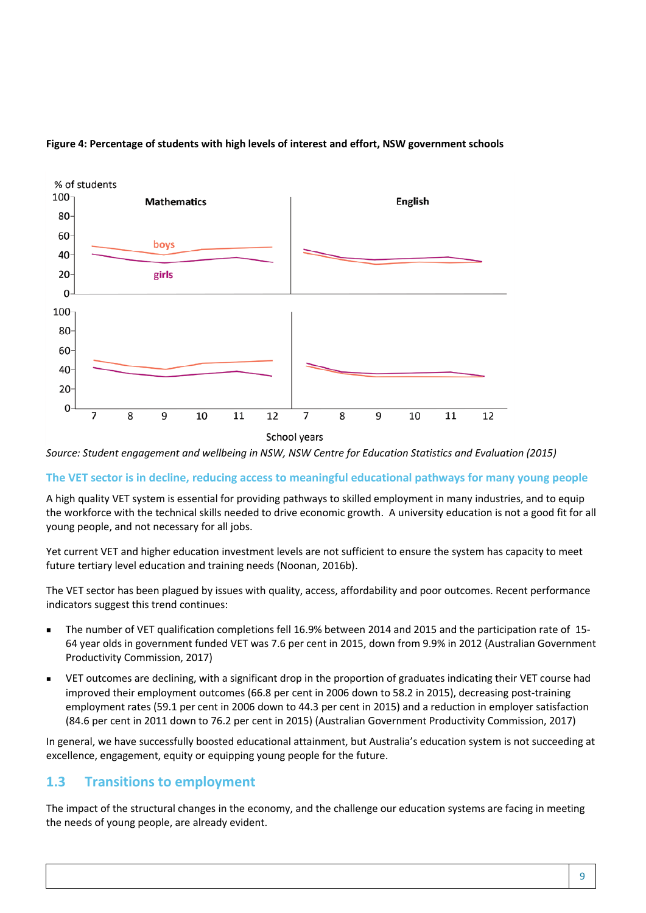**Figure 4: Percentage of students with high levels of interest and effort, NSW government schools**

*Source: Student engagement and wellbeing in NSW, NSW Centre for Education Statistics and Evaluation (2015)*

### The VET sector is in decline, reducing access to meaningful educational pathways for many young people

A high quality VET system is essential for providing pathways to skilled employment in many industries, and to equip the workforce with the technical skills needed to drive economic growth. A university education is not a good fit for all young people, and not necessary for all jobs.

Yet current VET and higher education investment levels are not sufficient to ensure the system has capacity to meet future tertiary level education and training needs (Noonan, 2016b).

The VET sector has been plagued by issues with quality, access, affordability and poor outcomes. Recent performance indicators suggest this trend continues:

- The number of VET qualification completions fell 16.9% between 2014 and 2015 and the participation rate of 15-64 year olds in government funded VET was 7.6 per cent in 2015, down from 9.9% in 2012 (Australian Government Productivity Commission, 2017)
- VET outcomes are declining, with a significant drop in the proportion of graduates indicating their VET course had improved their employment outcomes (66.8 per cent in 2006 down to 58.2 in 2015), decreasing post-training employment rates (59.1 per cent in 2006 down to 44.3 per cent in 2015) and a reduction in employer satisfaction (84.6 per cent in 2011 down to 76.2 per cent in 2015) (Australian Government Productivity Commission, 2017)

In general, we have successfully boosted educational attainment, but Australia's education system is not succeeding at excellence, engagement, equity or equipping young people for the future.

## 1.3 Transitions to employment

The impact of the structural changes in the economy, and the challenge our education systems are facing in meeting the needs of young people, are already evident.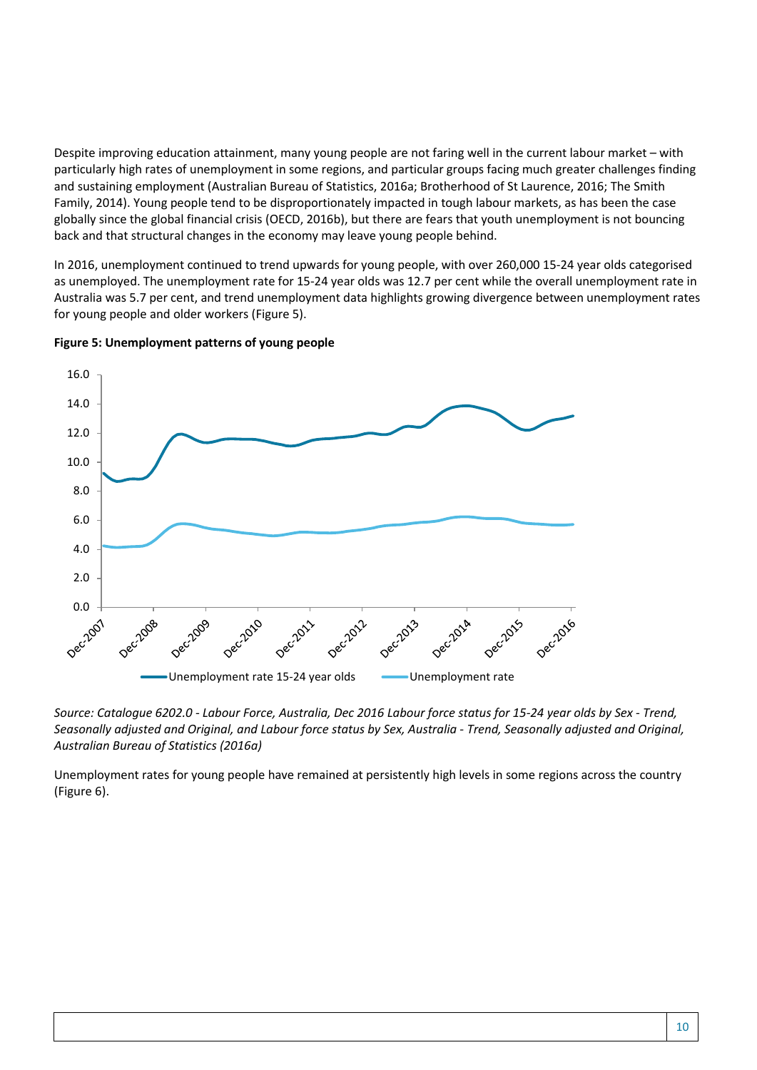Despite improving education attainment, many young people are not faring well in the current labour market – with particularly high rates of unemployment in some regions, and particular groups facing much greater challenges finding and sustaining employment (Australian Bureau of Statistics, 2016a; Brotherhood of St Laurence, 2016; The Smith Family, 2014). Young people tend to be disproportionately impacted in tough labour markets, as has been the case globally since the global financial crisis (OECD, 2016b), but there are fears that youth unemployment is not bouncing back and that structural changes in the economy may leave young people behind.

In 2016, unemployment continued to trend upwards for young people, with over 260,000 15-24 year olds categorised as unemployed. The unemployment rate for 15-24 year olds was 12.7 per cent while the overall unemployment rate in Australia was 5.7 per cent, and trend unemployment data highlights growing divergence between unemployment rates for young people and older workers (Figure 5).

**Figure 5: Unemployment patterns of young people**

*Source: Catalogue 6202.0 - Labour Force, Australia, Dec 2016 Labour force status for 15-24 year olds by Sex - Trend, Seasonally adjusted and Original, and Labour force status by Sex, Australia - Trend, Seasonally adjusted and Original, Australian Bureau of Statistics (2016a)*

Unemployment rates for young people have remained at persistently high levels in some regions across the country (Figure 6).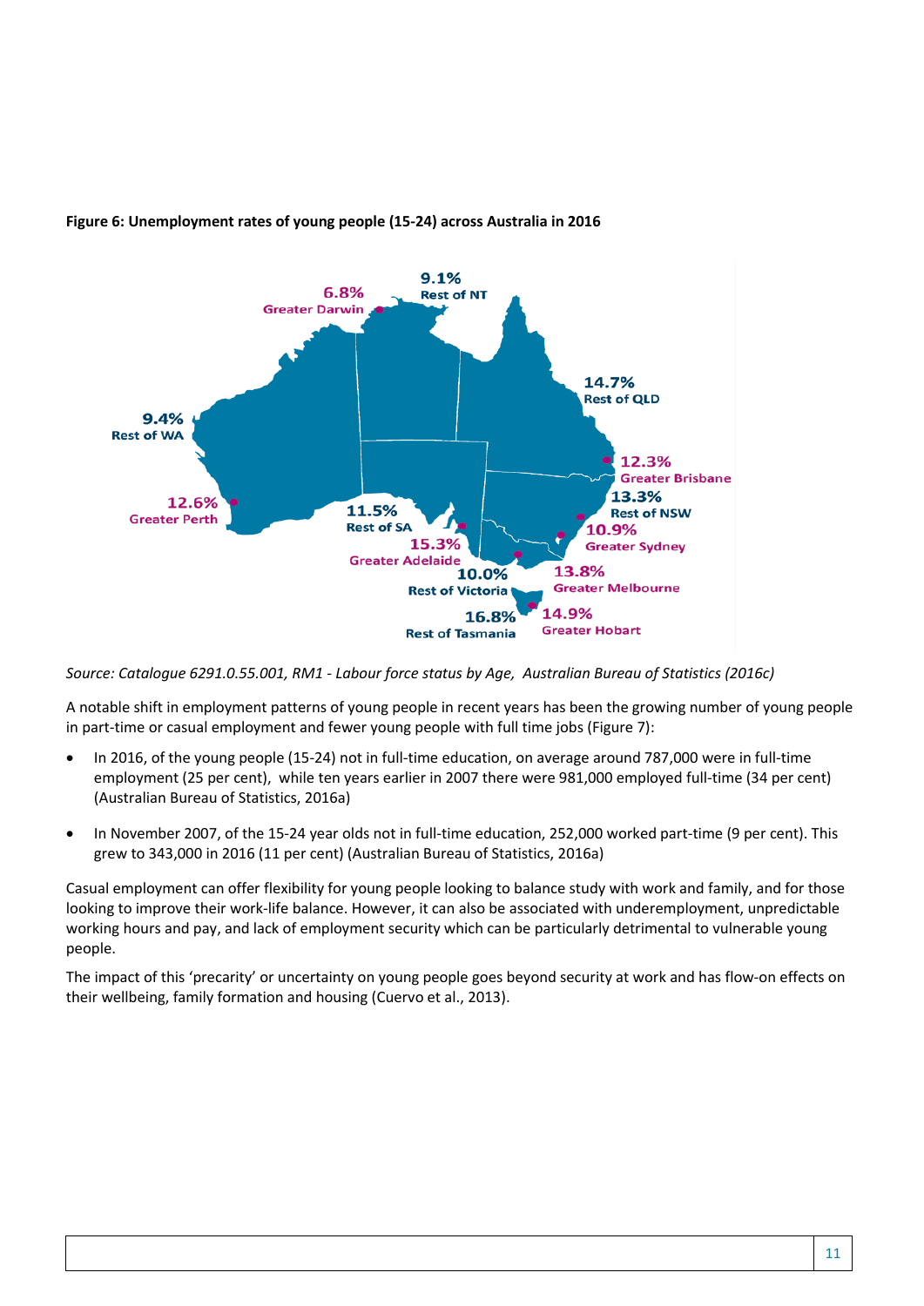**Figure 6: Unemployment rates of young people (15-24) across Australia in 2016**

*Source: Catalogue 6291.0.55.001, RM1 - Labour force status by Age, Australian Bureau of Statistics (2016c)*

A notable shift in employment patterns of young people in recent years has been the growing number of young people in part-time or casual employment and fewer young people with full time jobs (Figure 7):

- In 2016, of the young people (15-24) not in full-time education, on average around 787,000 were in full-time employment (25 per cent), while ten years earlier in 2007 there were 981,000 employed full-time (34 per cent) (Australian Bureau of Statistics, 2016a)
- In November 2007, of the 15-24 year olds not in full-time education, 252,000 worked part-time (9 per cent). This grew to 343,000 in 2016 (11 per cent) (Australian Bureau of Statistics, 2016a)

Casual employment can offer flexibility for young people looking to balance study with work and family, and for those looking to improve their work-life balance. However, it can also be associated with underemployment, unpredictable working hours and pay, and lack of employment security which can be particularly detrimental to vulnerable young people.

The impact of this 'precarity' or uncertainty on young people goes beyond security at work and has flow-on effects on their wellbeing, family formation and housing (Cuervo et al., 2013).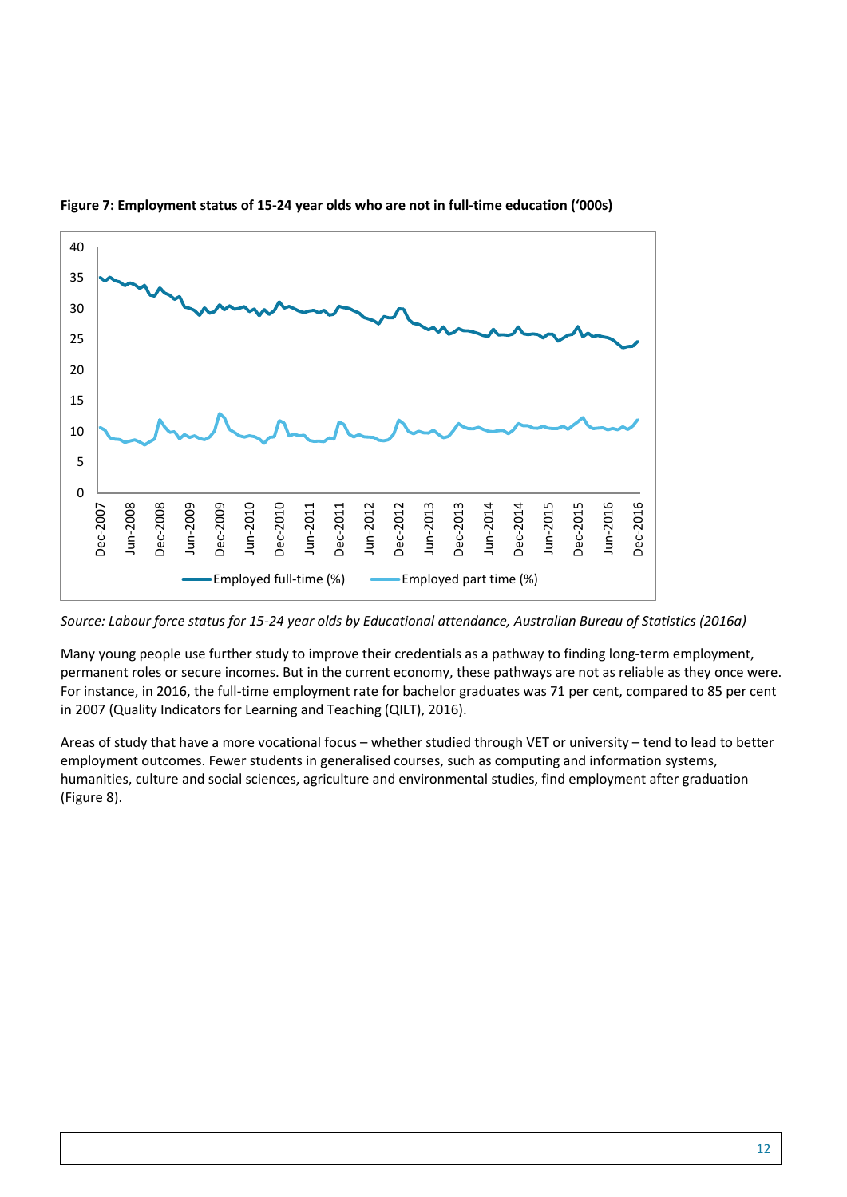**Figure 7: Employment status of 15-24 year olds who are not in full-time education ('000s)**

*Source: Labour force status for 15-24 year olds by Educational attendance, Australian Bureau of Statistics (2016a)*

Many young people use further study to improve their credentials as a pathway to finding long-term employment, permanent roles or secure incomes. But in the current economy, these pathways are not as reliable as they once were. For instance, in 2016, the full-time employment rate for bachelor graduates was 71 per cent, compared to 85 per cent in 2007 (Quality Indicators for Learning and Teaching (QILT), 2016).

Areas of study that have a more vocational focus – whether studied through VET or university – tend to lead to better employment outcomes. Fewer students in generalised courses, such as computing and information systems, humanities, culture and social sciences, agriculture and environmental studies, find employment after graduation (Figure 8).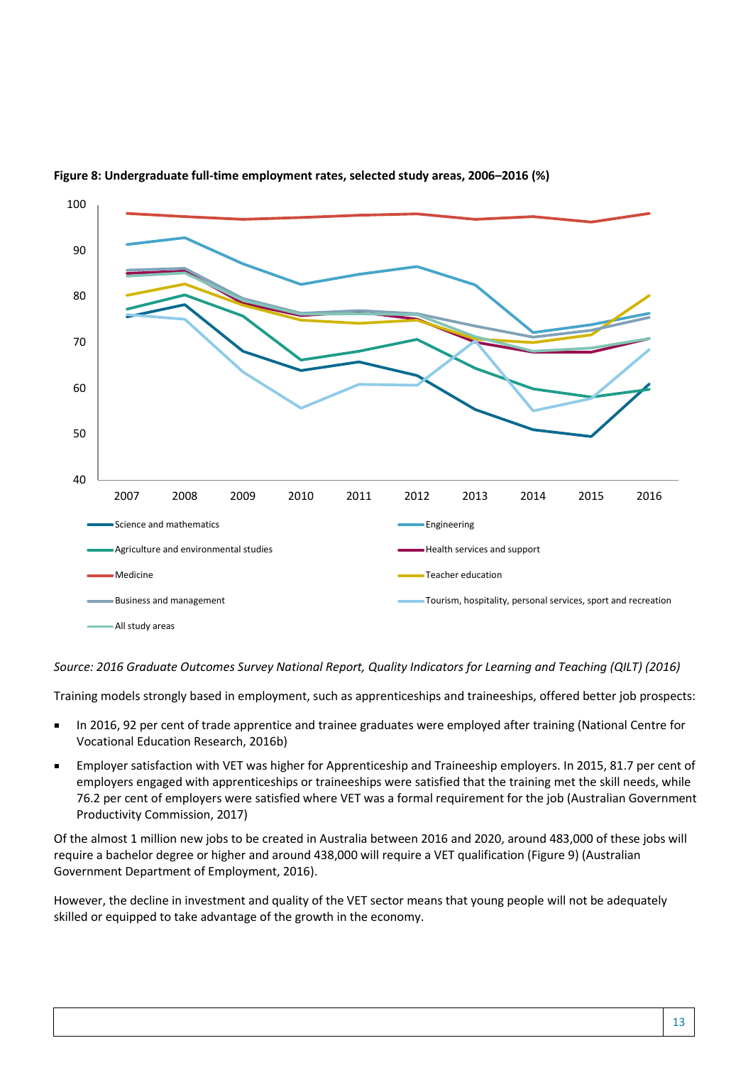**Figure 8: Undergraduate full-time employment rates, selected study areas, 2006–2016 (%)**

*Source: 2016 Graduate Outcomes Survey National Report, Quality Indicators for Learning and Teaching (QILT) (2016)*

Training models strongly based in employment, such as apprenticeships and traineeships, offered better job prospects:

- In 2016, 92 per cent of trade apprentice and trainee graduates were employed after training (National Centre for Vocational Education Research, 2016b)
- Employer satisfaction with VET was higher for Apprenticeship and Traineeship employers. In 2015, 81.7 per cent of employers engaged with apprenticeships or traineeships were satisfied that the training met the skill needs, while 76.2 per cent of employers were satisfied where VET was a formal requirement for the job (Australian Government Productivity Commission, 2017)

Of the almost 1 million new jobs to be created in Australia between 2016 and 2020, around 483,000 of these jobs will require a bachelor degree or higher and around 438,000 will require a VET qualification (Figure 9) (Australian Government Department of Employment, 2016).

However, the decline in investment and quality of the VET sector means that young people will not be adequately skilled or equipped to take advantage of the growth in the economy.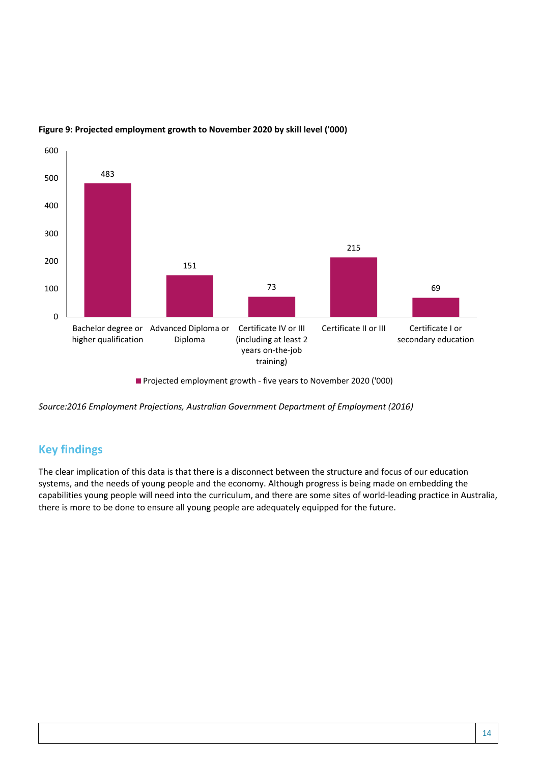**Figure 9: Projected employment growth to November 2020 by skill level ('000)**

| Skill level | Projected employment growth - five years to November 2020 ('000) |
|---|---|
| Bachelor degree or higher qualification | 483 |
| Advanced Diploma or Diploma | 151 |
| Certificate IV or III (including at least 2 years on-the-job training) | 73 |
| Certificate II or III | 215 |
| Certificate I or secondary education | 69 |

*Source:2016 Employment Projections, Australian Government Department of Employment (2016)*

## Key findings

The clear implication of this data is that there is a disconnect between the structure and focus of our education systems, and the needs of young people and the economy. Although progress is being made on embedding the capabilities young people will need into the curriculum, and there are some sites of world-leading practice in Australia, there is more to be done to ensure all young people are adequately equipped for the future.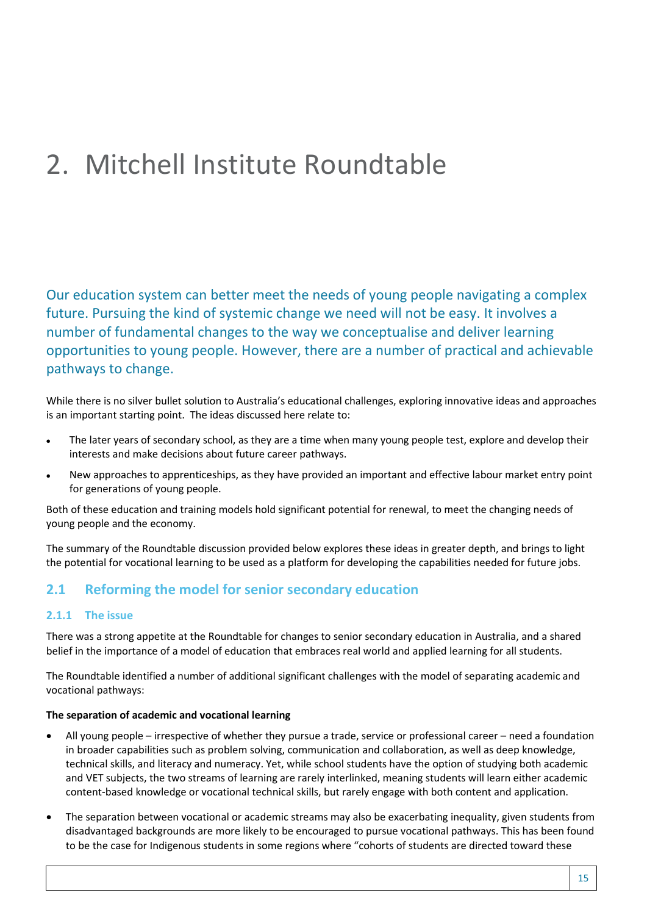# 2. Mitchell Institute Roundtable

Our education system can better meet the needs of young people navigating a complex future. Pursuing the kind of systemic change we need will not be easy. It involves a number of fundamental changes to the way we conceptualise and deliver learning opportunities to young people. However, there are a number of practical and achievable pathways to change.

While there is no silver bullet solution to Australia's educational challenges, exploring innovative ideas and approaches is an important starting point. The ideas discussed here relate to:

- The later years of secondary school, as they are a time when many young people test, explore and develop their interests and make decisions about future career pathways.
- New approaches to apprenticeships, as they have provided an important and effective labour market entry point for generations of young people.

Both of these education and training models hold significant potential for renewal, to meet the changing needs of young people and the economy.

The summary of the Roundtable discussion provided below explores these ideas in greater depth, and brings to light the potential for vocational learning to be used as a platform for developing the capabilities needed for future jobs.

## 2.1 Reforming the model for senior secondary education

### 2.1.1 The issue

There was a strong appetite at the Roundtable for changes to senior secondary education in Australia, and a shared belief in the importance of a model of education that embraces real world and applied learning for all students.

The Roundtable identified a number of additional significant challenges with the model of separating academic and vocational pathways:

**The separation of academic and vocational learning**

- All young people – irrespective of whether they pursue a trade, service or professional career – need a foundation in broader capabilities such as problem solving, communication and collaboration, as well as deep knowledge, technical skills, and literacy and numeracy. Yet, while school students have the option of studying both academic and VET subjects, the two streams of learning are rarely interlinked, meaning students will learn either academic content-based knowledge or vocational technical skills, but rarely engage with both content and application.
- The separation between vocational or academic streams may also be exacerbating inequality, given students from disadvantaged backgrounds are more likely to be encouraged to pursue vocational pathways. This has been found to be the case for Indigenous students in some regions where "cohorts of students are directed toward these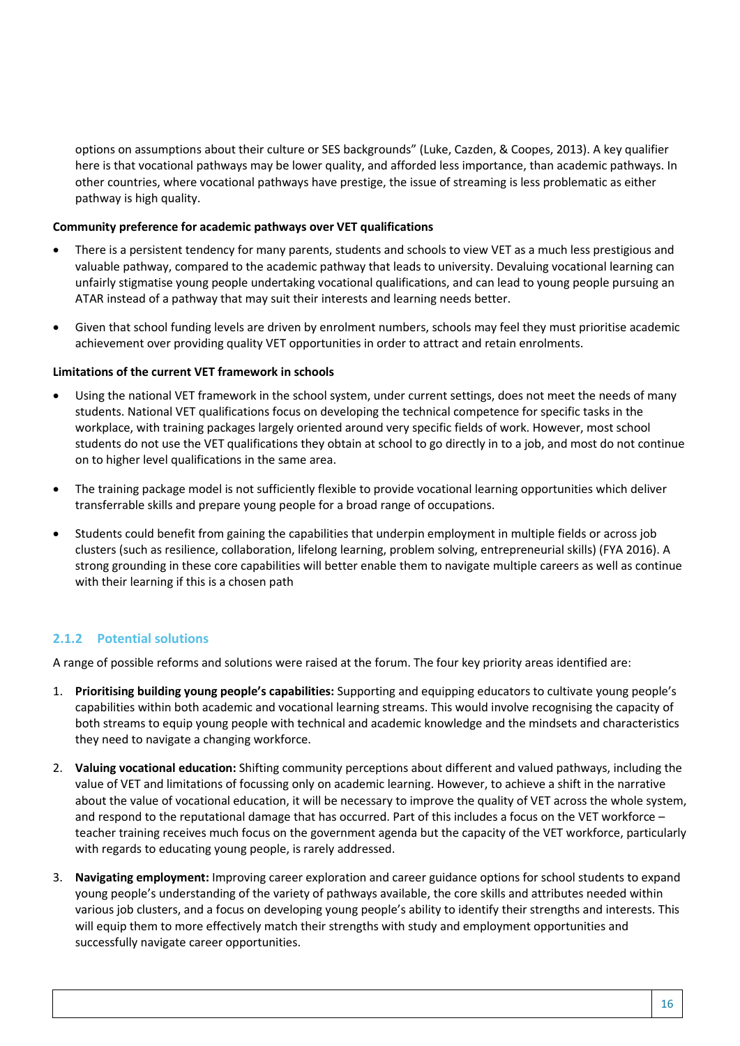options on assumptions about their culture or SES backgrounds" (Luke, Cazden, & Coopes, 2013). A key qualifier here is that vocational pathways may be lower quality, and afforded less importance, than academic pathways. In other countries, where vocational pathways have prestige, the issue of streaming is less problematic as either pathway is high quality.

**Community preference for academic pathways over VET qualifications**

- There is a persistent tendency for many parents, students and schools to view VET as a much less prestigious and valuable pathway, compared to the academic pathway that leads to university. Devaluing vocational learning can unfairly stigmatise young people undertaking vocational qualifications, and can lead to young people pursuing an ATAR instead of a pathway that may suit their interests and learning needs better.
- Given that school funding levels are driven by enrolment numbers, schools may feel they must prioritise academic achievement over providing quality VET opportunities in order to attract and retain enrolments.

**Limitations of the current VET framework in schools**

- Using the national VET framework in the school system, under current settings, does not meet the needs of many students. National VET qualifications focus on developing the technical competence for specific tasks in the workplace, with training packages largely oriented around very specific fields of work. However, most school students do not use the VET qualifications they obtain at school to go directly in to a job, and most do not continue on to higher level qualifications in the same area.
- The training package model is not sufficiently flexible to provide vocational learning opportunities which deliver transferrable skills and prepare young people for a broad range of occupations.
- Students could benefit from gaining the capabilities that underpin employment in multiple fields or across job clusters (such as resilience, collaboration, lifelong learning, problem solving, entrepreneurial skills) (FYA 2016). A strong grounding in these core capabilities will better enable them to navigate multiple careers as well as continue with their learning if this is a chosen path

### 2.1.2 Potential solutions

A range of possible reforms and solutions were raised at the forum. The four key priority areas identified are:

1. **Prioritising building young people's capabilities:** Supporting and equipping educators to cultivate young people's capabilities within both academic and vocational learning streams. This would involve recognising the capacity of both streams to equip young people with technical and academic knowledge and the mindsets and characteristics they need to navigate a changing workforce.
2. **Valuing vocational education:** Shifting community perceptions about different and valued pathways, including the value of VET and limitations of focussing only on academic learning. However, to achieve a shift in the narrative about the value of vocational education, it will be necessary to improve the quality of VET across the whole system, and respond to the reputational damage that has occurred. Part of this includes a focus on the VET workforce – teacher training receives much focus on the government agenda but the capacity of the VET workforce, particularly with regards to educating young people, is rarely addressed.
3. **Navigating employment:** Improving career exploration and career guidance options for school students to expand young people's understanding of the variety of pathways available, the core skills and attributes needed within various job clusters, and a focus on developing young people's ability to identify their strengths and interests. This will equip them to more effectively match their strengths with study and employment opportunities and successfully navigate career opportunities.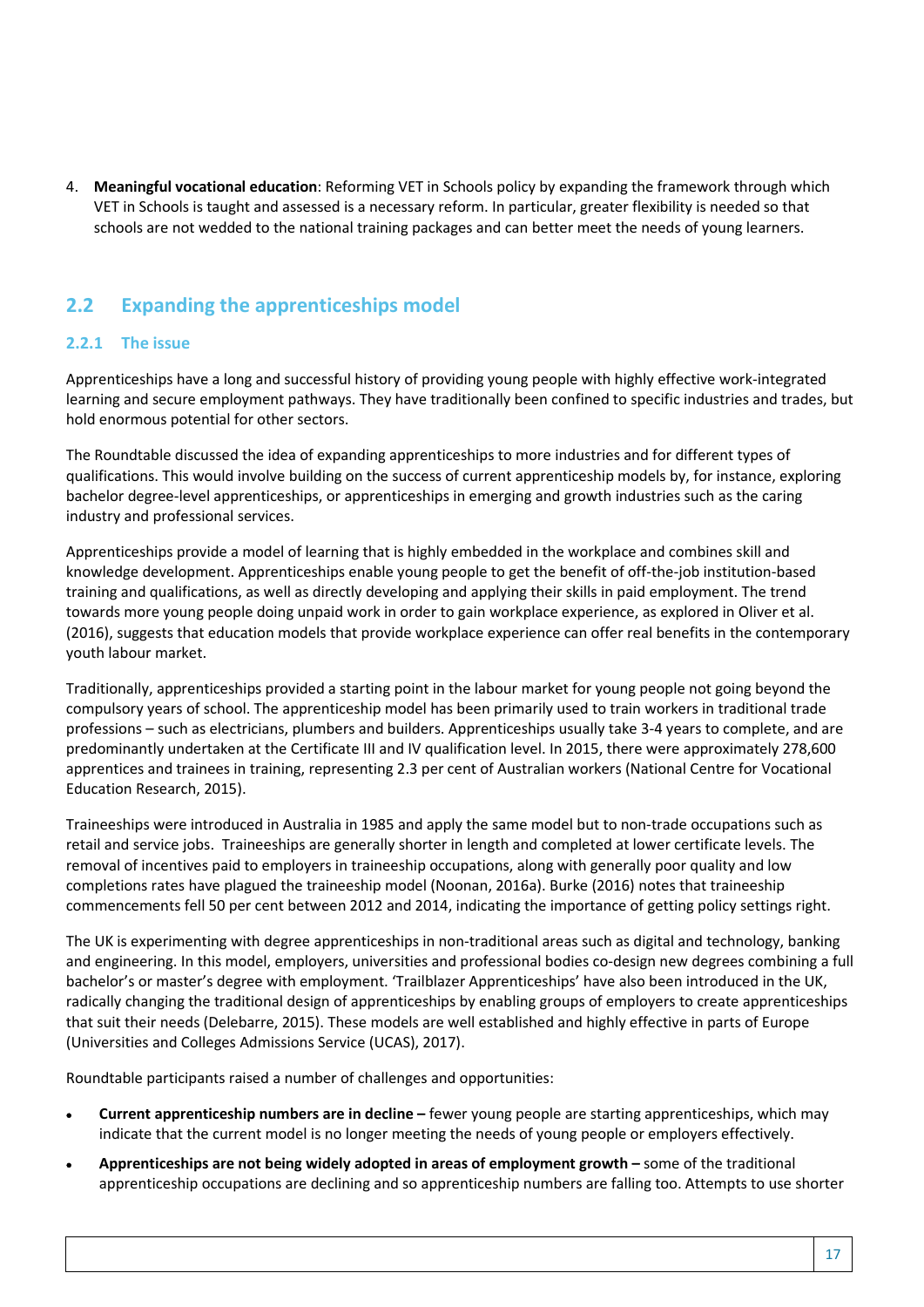4. **Meaningful vocational education**: Reforming VET in Schools policy by expanding the framework through which VET in Schools is taught and assessed is a necessary reform. In particular, greater flexibility is needed so that schools are not wedded to the national training packages and can better meet the needs of young learners.

## 2.2 Expanding the apprenticeships model

### 2.2.1 The issue

Apprenticeships have a long and successful history of providing young people with highly effective work-integrated learning and secure employment pathways. They have traditionally been confined to specific industries and trades, but hold enormous potential for other sectors.

The Roundtable discussed the idea of expanding apprenticeships to more industries and for different types of qualifications. This would involve building on the success of current apprenticeship models by, for instance, exploring bachelor degree-level apprenticeships, or apprenticeships in emerging and growth industries such as the caring industry and professional services.

Apprenticeships provide a model of learning that is highly embedded in the workplace and combines skill and knowledge development. Apprenticeships enable young people to get the benefit of off-the-job institution-based training and qualifications, as well as directly developing and applying their skills in paid employment. The trend towards more young people doing unpaid work in order to gain workplace experience, as explored in Oliver et al. (2016), suggests that education models that provide workplace experience can offer real benefits in the contemporary youth labour market.

Traditionally, apprenticeships provided a starting point in the labour market for young people not going beyond the compulsory years of school. The apprenticeship model has been primarily used to train workers in traditional trade professions – such as electricians, plumbers and builders. Apprenticeships usually take 3-4 years to complete, and are predominantly undertaken at the Certificate III and IV qualification level. In 2015, there were approximately 278,600 apprentices and trainees in training, representing 2.3 per cent of Australian workers (National Centre for Vocational Education Research, 2015).

Traineeships were introduced in Australia in 1985 and apply the same model but to non-trade occupations such as retail and service jobs. Traineeships are generally shorter in length and completed at lower certificate levels. The removal of incentives paid to employers in traineeship occupations, along with generally poor quality and low completions rates have plagued the traineeship model (Noonan, 2016a). Burke (2016) notes that traineeship commencements fell 50 per cent between 2012 and 2014, indicating the importance of getting policy settings right.

The UK is experimenting with degree apprenticeships in non-traditional areas such as digital and technology, banking and engineering. In this model, employers, universities and professional bodies co-design new degrees combining a full bachelor's or master's degree with employment. 'Trailblazer Apprenticeships' have also been introduced in the UK, radically changing the traditional design of apprenticeships by enabling groups of employers to create apprenticeships that suit their needs (Delebarre, 2015). These models are well established and highly effective in parts of Europe (Universities and Colleges Admissions Service (UCAS), 2017).

Roundtable participants raised a number of challenges and opportunities:

- **Current apprenticeship numbers are in decline –** fewer young people are starting apprenticeships, which may indicate that the current model is no longer meeting the needs of young people or employers effectively.
- **Apprenticeships are not being widely adopted in areas of employment growth –** some of the traditional apprenticeship occupations are declining and so apprenticeship numbers are falling too. Attempts to use shorter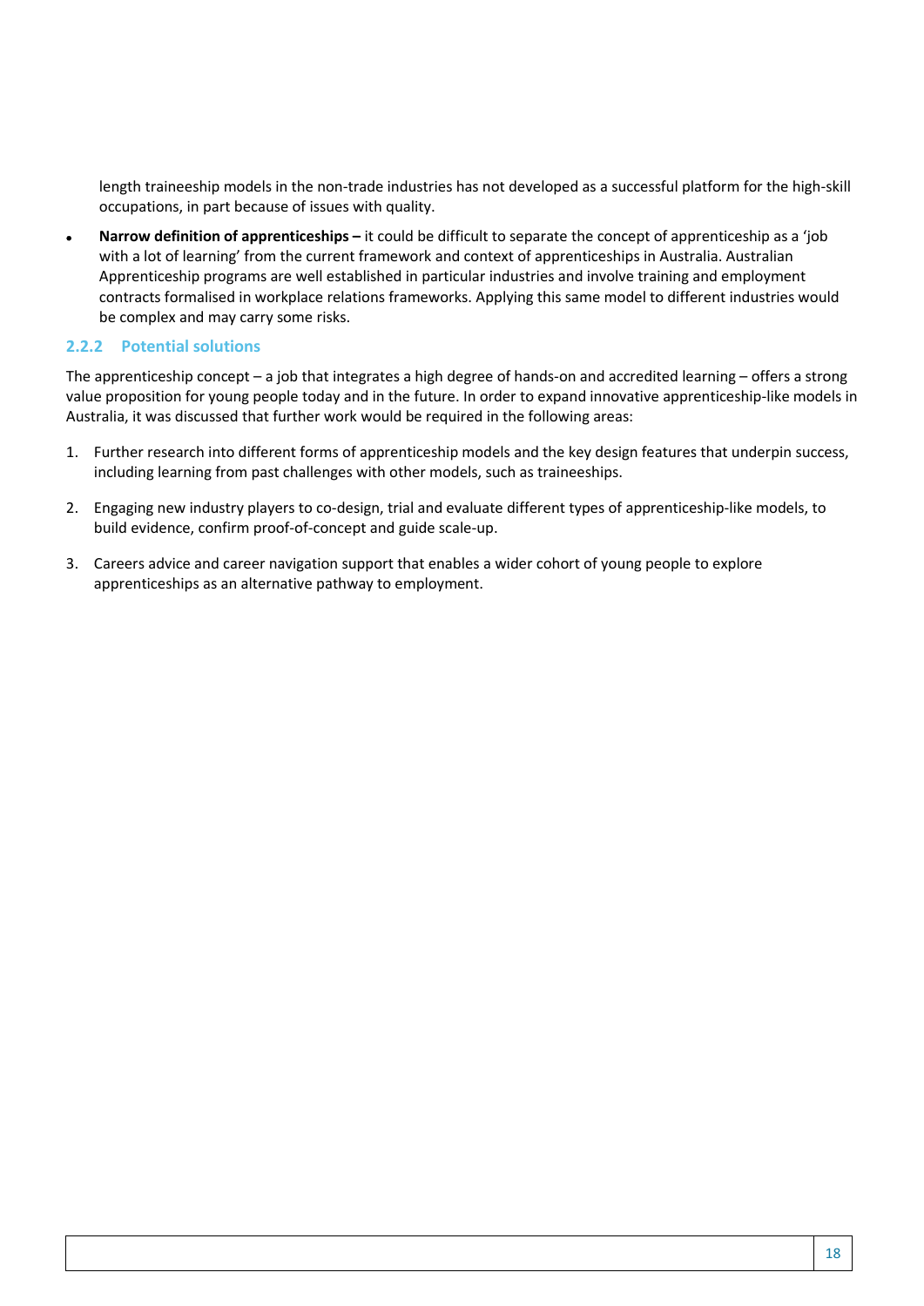length traineeship models in the non-trade industries has not developed as a successful platform for the high-skill occupations, in part because of issues with quality.

- **Narrow definition of apprenticeships –** it could be difficult to separate the concept of apprenticeship as a 'job with a lot of learning' from the current framework and context of apprenticeships in Australia. Australian Apprenticeship programs are well established in particular industries and involve training and employment contracts formalised in workplace relations frameworks. Applying this same model to different industries would be complex and may carry some risks.

### 2.2.2 Potential solutions

The apprenticeship concept – a job that integrates a high degree of hands-on and accredited learning – offers a strong value proposition for young people today and in the future. In order to expand innovative apprenticeship-like models in Australia, it was discussed that further work would be required in the following areas:

1. Further research into different forms of apprenticeship models and the key design features that underpin success, including learning from past challenges with other models, such as traineeships.

2. Engaging new industry players to co-design, trial and evaluate different types of apprenticeship-like models, to build evidence, confirm proof-of-concept and guide scale-up.

3. Careers advice and career navigation support that enables a wider cohort of young people to explore apprenticeships as an alternative pathway to employment.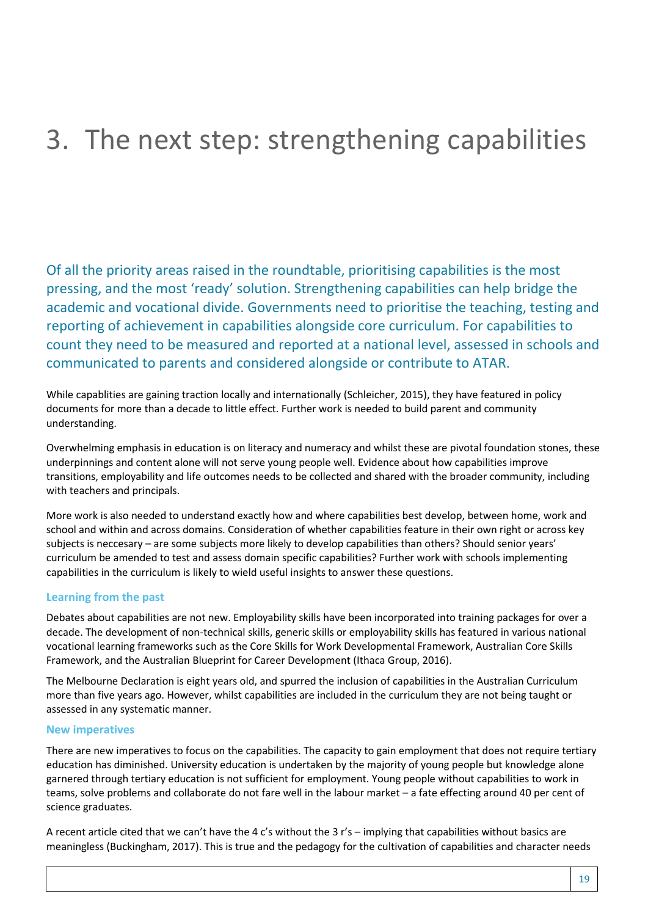# 3. The next step: strengthening capabilities

Of all the priority areas raised in the roundtable, prioritising capabilities is the most pressing, and the most 'ready' solution. Strengthening capabilities can help bridge the academic and vocational divide. Governments need to prioritise the teaching, testing and reporting of achievement in capabilities alongside core curriculum. For capabilities to count they need to be measured and reported at a national level, assessed in schools and communicated to parents and considered alongside or contribute to ATAR.

While capablities are gaining traction locally and internationally (Schleicher, 2015), they have featured in policy documents for more than a decade to little effect. Further work is needed to build parent and community understanding.

Overwhelming emphasis in education is on literacy and numeracy and whilst these are pivotal foundation stones, these underpinnings and content alone will not serve young people well. Evidence about how capabilities improve transitions, employability and life outcomes needs to be collected and shared with the broader community, including with teachers and principals.

More work is also needed to understand exactly how and where capabilities best develop, between home, work and school and within and across domains. Consideration of whether capabilities feature in their own right or across key subjects is neccesary – are some subjects more likely to develop capabilities than others? Should senior years' curriculum be amended to test and assess domain specific capabilities? Further work with schools implementing capabilities in the curriculum is likely to wield useful insights to answer these questions.

### Learning from the past

Debates about capabilities are not new. Employability skills have been incorporated into training packages for over a decade. The development of non-technical skills, generic skills or employability skills has featured in various national vocational learning frameworks such as the Core Skills for Work Developmental Framework, Australian Core Skills Framework, and the Australian Blueprint for Career Development (Ithaca Group, 2016).

The Melbourne Declaration is eight years old, and spurred the inclusion of capabilities in the Australian Curriculum more than five years ago. However, whilst capabilities are included in the curriculum they are not being taught or assessed in any systematic manner.

### New imperatives

There are new imperatives to focus on the capabilities. The capacity to gain employment that does not require tertiary education has diminished. University education is undertaken by the majority of young people but knowledge alone garnered through tertiary education is not sufficient for employment. Young people without capabilities to work in teams, solve problems and collaborate do not fare well in the labour market – a fate effecting around 40 per cent of science graduates.

A recent article cited that we can't have the 4 c's without the 3 r's – implying that capabilities without basics are meaningless (Buckingham, 2017). This is true and the pedagogy for the cultivation of capabilities and character needs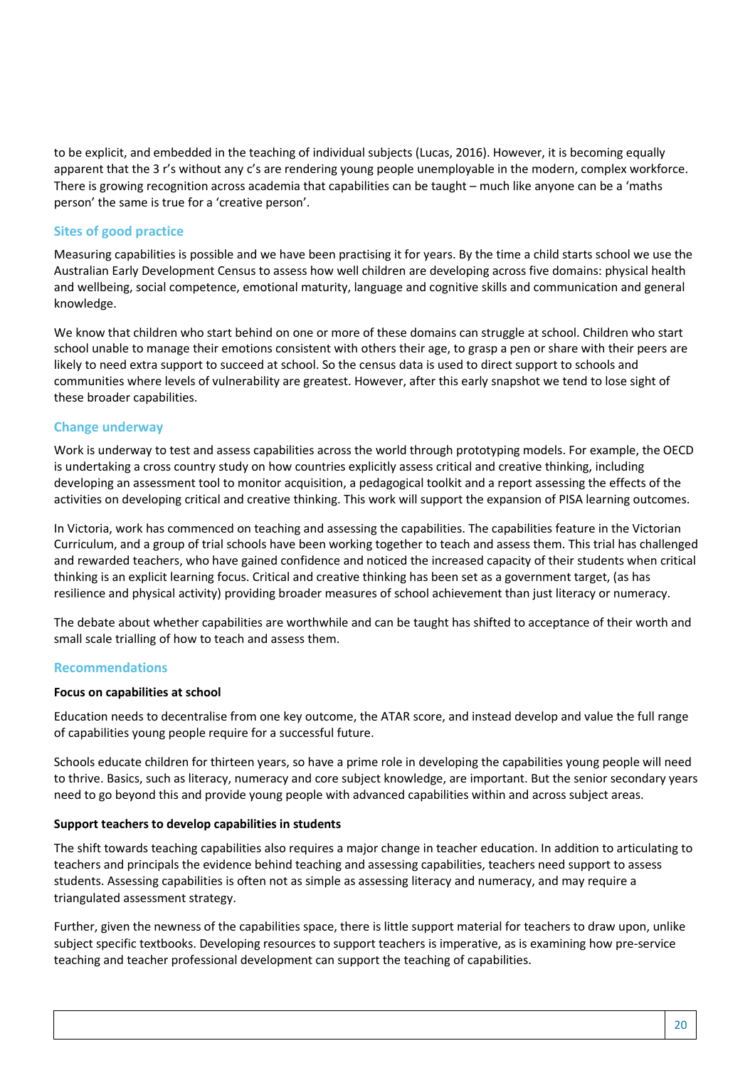to be explicit, and embedded in the teaching of individual subjects (Lucas, 2016). However, it is becoming equally apparent that the 3 r's without any c's are rendering young people unemployable in the modern, complex workforce. There is growing recognition across academia that capabilities can be taught – much like anyone can be a 'maths person' the same is true for a 'creative person'.

### Sites of good practice

Measuring capabilities is possible and we have been practising it for years. By the time a child starts school we use the Australian Early Development Census to assess how well children are developing across five domains: physical health and wellbeing, social competence, emotional maturity, language and cognitive skills and communication and general knowledge.

We know that children who start behind on one or more of these domains can struggle at school. Children who start school unable to manage their emotions consistent with others their age, to grasp a pen or share with their peers are likely to need extra support to succeed at school. So the census data is used to direct support to schools and communities where levels of vulnerability are greatest. However, after this early snapshot we tend to lose sight of these broader capabilities.

### Change underway

Work is underway to test and assess capabilities across the world through prototyping models. For example, the OECD is undertaking a cross country study on how countries explicitly assess critical and creative thinking, including developing an assessment tool to monitor acquisition, a pedagogical toolkit and a report assessing the effects of the activities on developing critical and creative thinking. This work will support the expansion of PISA learning outcomes.

In Victoria, work has commenced on teaching and assessing the capabilities. The capabilities feature in the Victorian Curriculum, and a group of trial schools have been working together to teach and assess them. This trial has challenged and rewarded teachers, who have gained confidence and noticed the increased capacity of their students when critical thinking is an explicit learning focus. Critical and creative thinking has been set as a government target, (as has resilience and physical activity) providing broader measures of school achievement than just literacy or numeracy.

The debate about whether capabilities are worthwhile and can be taught has shifted to acceptance of their worth and small scale trialling of how to teach and assess them.

### Recommendations

**Focus on capabilities at school**

Education needs to decentralise from one key outcome, the ATAR score, and instead develop and value the full range of capabilities young people require for a successful future.

Schools educate children for thirteen years, so have a prime role in developing the capabilities young people will need to thrive. Basics, such as literacy, numeracy and core subject knowledge, are important. But the senior secondary years need to go beyond this and provide young people with advanced capabilities within and across subject areas.

**Support teachers to develop capabilities in students**

The shift towards teaching capabilities also requires a major change in teacher education. In addition to articulating to teachers and principals the evidence behind teaching and assessing capabilities, teachers need support to assess students. Assessing capabilities is often not as simple as assessing literacy and numeracy, and may require a triangulated assessment strategy.

Further, given the newness of the capabilities space, there is little support material for teachers to draw upon, unlike subject specific textbooks. Developing resources to support teachers is imperative, as is examining how pre-service teaching and teacher professional development can support the teaching of capabilities.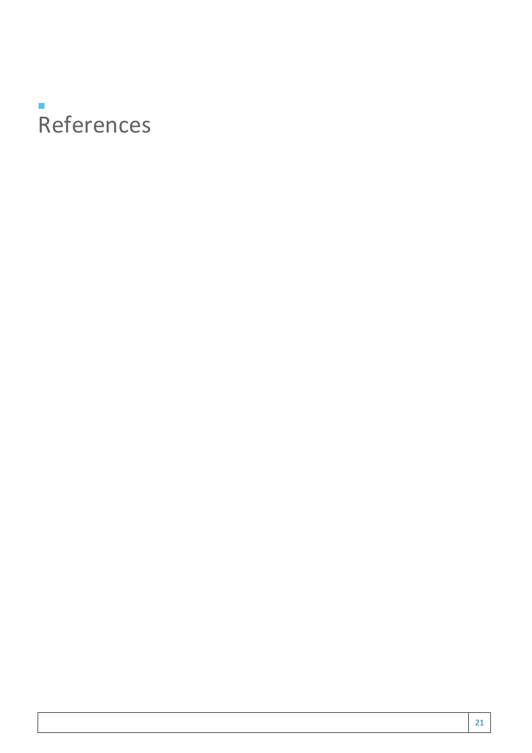# References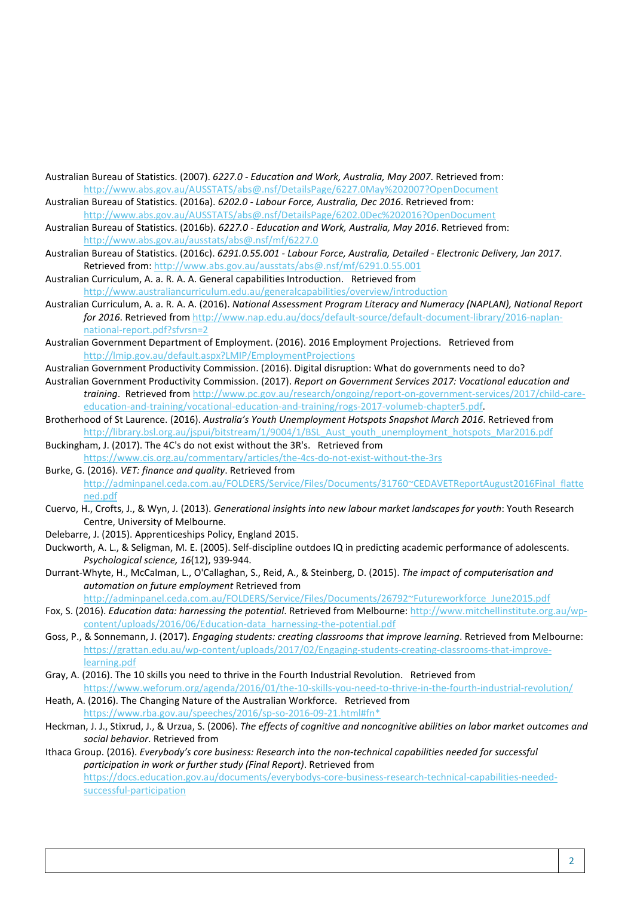Australian Bureau of Statistics. (2007). *6227.0 - Education and Work, Australia, May 2007*. Retrieved from: http://www.abs.gov.au/AUSSTATS/abs@.nsf/DetailsPage/6227.0May%202007?OpenDocument

Australian Bureau of Statistics. (2016a). *6202.0 - Labour Force, Australia, Dec 2016*. Retrieved from: http://www.abs.gov.au/AUSSTATS/abs@.nsf/DetailsPage/6202.0Dec%202016?OpenDocument

Australian Bureau of Statistics. (2016b). *6227.0 - Education and Work, Australia, May 2016*. Retrieved from: http://www.abs.gov.au/ausstats/abs@.nsf/mf/6227.0

Australian Bureau of Statistics. (2016c). *6291.0.55.001 - Labour Force, Australia, Detailed - Electronic Delivery, Jan 2017*. Retrieved from: http://www.abs.gov.au/ausstats/abs@.nsf/mf/6291.0.55.001

Australian Curriculum, A. a. R. A. A. General capabilities Introduction. Retrieved from http://www.australiancurriculum.edu.au/generalcapabilities/overview/introduction

Australian Curriculum, A. a. R. A. A. (2016). *National Assessment Program Literacy and Numeracy (NAPLAN), National Report for 2016*. Retrieved from http://www.nap.edu.au/docs/default-source/default-document-library/2016-naplan-national-report.pdf?sfvrsn=2

Australian Government Department of Employment. (2016). 2016 Employment Projections. Retrieved from http://lmip.gov.au/default.aspx?LMIP/EmploymentProjections

Australian Government Productivity Commission. (2016). Digital disruption: What do governments need to do?

Australian Government Productivity Commission. (2017). *Report on Government Services 2017: Vocational education and training*. Retrieved from http://www.pc.gov.au/research/ongoing/report-on-government-services/2017/child-care-education-and-training/vocational-education-and-training/rogs-2017-volumeb-chapter5.pdf.

Brotherhood of St Laurence. (2016). *Australia's Youth Unemployment Hotspots Snapshot March 2016*. Retrieved from http://library.bsl.org.au/jspui/bitstream/1/9004/1/BSL_Aust_youth_unemployment_hotspots_Mar2016.pdf

Buckingham, J. (2017). The 4C's do not exist without the 3R's. Retrieved from https://www.cis.org.au/commentary/articles/the-4cs-do-not-exist-without-the-3rs

Burke, G. (2016). *VET: finance and quality*. Retrieved from http://adminpanel.ceda.com.au/FOLDERS/Service/Files/Documents/31760~CEDAVETReportAugust2016Final_flattened.pdf

Cuervo, H., Crofts, J., & Wyn, J. (2013). *Generational insights into new labour market landscapes for youth*: Youth Research Centre, University of Melbourne.

Delebarre, J. (2015). Apprenticeships Policy, England 2015.

Duckworth, A. L., & Seligman, M. E. (2005). Self-discipline outdoes IQ in predicting academic performance of adolescents. *Psychological science, 16*(12), 939-944.

Durrant-Whyte, H., McCalman, L., O'Callaghan, S., Reid, A., & Steinberg, D. (2015). *The impact of computerisation and automation on future employment* Retrieved from http://adminpanel.ceda.com.au/FOLDERS/Service/Files/Documents/26792~Futureworkforce_June2015.pdf

Fox, S. (2016). *Education data: harnessing the potential*. Retrieved from Melbourne: http://www.mitchellinstitute.org.au/wp-content/uploads/2016/06/Education-data_harnessing-the-potential.pdf

Goss, P., & Sonnemann, J. (2017). *Engaging students: creating classrooms that improve learning*. Retrieved from Melbourne: https://grattan.edu.au/wp-content/uploads/2017/02/Engaging-students-creating-classrooms-that-improve-learning.pdf

Gray, A. (2016). The 10 skills you need to thrive in the Fourth Industrial Revolution. Retrieved from https://www.weforum.org/agenda/2016/01/the-10-skills-you-need-to-thrive-in-the-fourth-industrial-revolution/

Heath, A. (2016). The Changing Nature of the Australian Workforce. Retrieved from https://www.rba.gov.au/speeches/2016/sp-so-2016-09-21.html#fn*

Heckman, J. J., Stixrud, J., & Urzua, S. (2006). *The effects of cognitive and noncognitive abilities on labor market outcomes and social behavior*. Retrieved from

Ithaca Group. (2016). *Everybody's core business: Research into the non-technical capabilities needed for successful participation in work or further study (Final Report)*. Retrieved from https://docs.education.gov.au/documents/everybodys-core-business-research-technical-capabilities-needed-successful-participation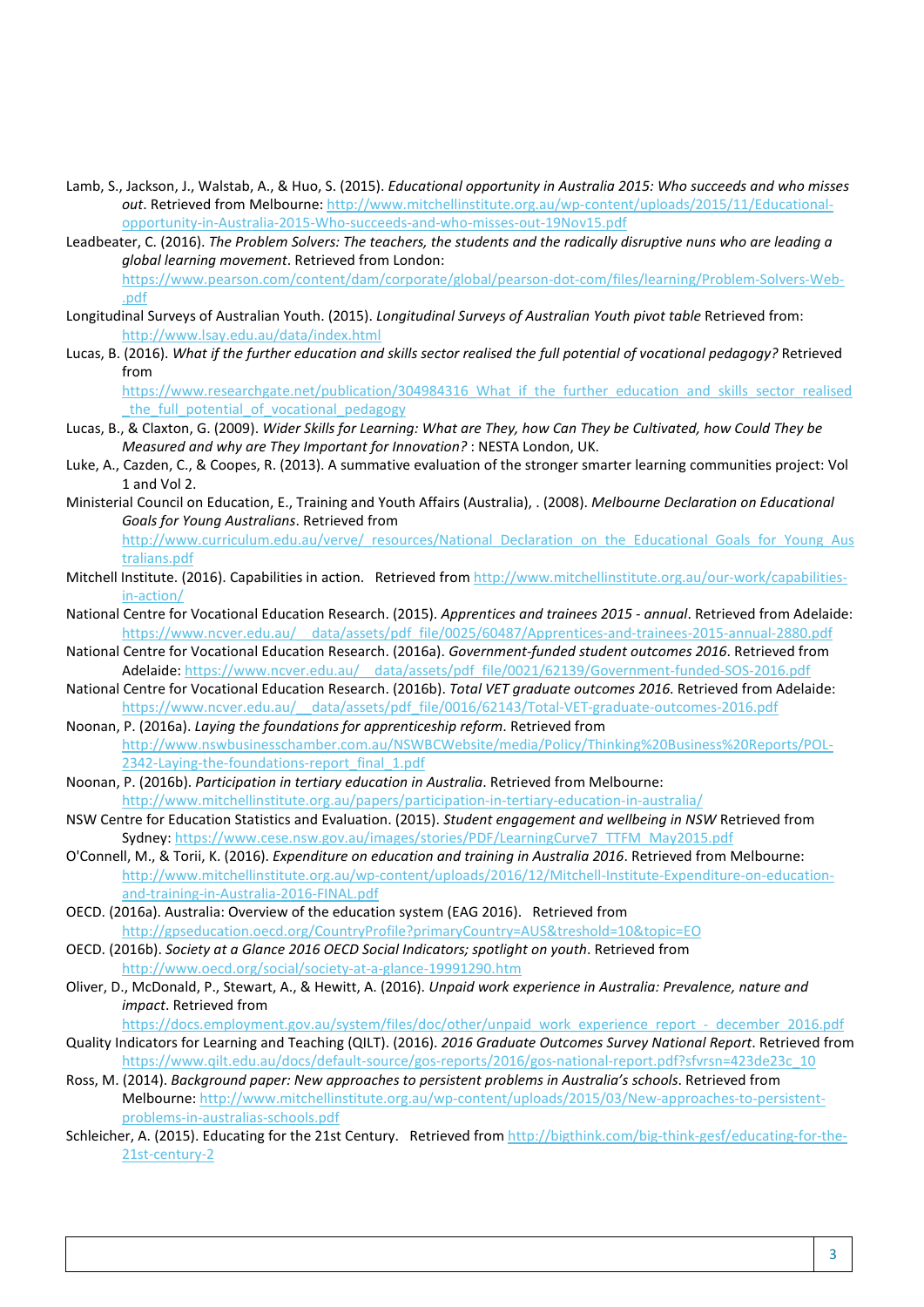Lamb, S., Jackson, J., Walstab, A., & Huo, S. (2015). *Educational opportunity in Australia 2015: Who succeeds and who misses out*. Retrieved from Melbourne: http://www.mitchellinstitute.org.au/wp-content/uploads/2015/11/Educational-opportunity-in-Australia-2015-Who-succeeds-and-who-misses-out-19Nov15.pdf

Leadbeater, C. (2016). *The Problem Solvers: The teachers, the students and the radically disruptive nuns who are leading a global learning movement*. Retrieved from London: https://www.pearson.com/content/dam/corporate/global/pearson-dot-com/files/learning/Problem-Solvers-Web-.pdf

Longitudinal Surveys of Australian Youth. (2015). *Longitudinal Surveys of Australian Youth pivot table* Retrieved from: http://www.lsay.edu.au/data/index.html

Lucas, B. (2016). *What if the further education and skills sector realised the full potential of vocational pedagogy?* Retrieved from https://www.researchgate.net/publication/304984316_What_if_the_further_education_and_skills_sector_realised_the_full_potential_of_vocational_pedagogy

Lucas, B., & Claxton, G. (2009). *Wider Skills for Learning: What are They, how Can They be Cultivated, how Could They be Measured and why are They Important for Innovation?* : NESTA London, UK.

Luke, A., Cazden, C., & Coopes, R. (2013). A summative evaluation of the stronger smarter learning communities project: Vol 1 and Vol 2.

Ministerial Council on Education, E., Training and Youth Affairs (Australia), . (2008). *Melbourne Declaration on Educational Goals for Young Australians*. Retrieved from http://www.curriculum.edu.au/verve/_resources/National_Declaration_on_the_Educational_Goals_for_Young_Australians.pdf

Mitchell Institute. (2016). Capabilities in action. Retrieved from http://www.mitchellinstitute.org.au/our-work/capabilities-in-action/

National Centre for Vocational Education Research. (2015). *Apprentices and trainees 2015 - annual*. Retrieved from Adelaide: https://www.ncver.edu.au/__data/assets/pdf_file/0025/60487/Apprentices-and-trainees-2015-annual-2880.pdf

National Centre for Vocational Education Research. (2016a). *Government-funded student outcomes 2016*. Retrieved from Adelaide: https://www.ncver.edu.au/__data/assets/pdf_file/0021/62139/Government-funded-SOS-2016.pdf

National Centre for Vocational Education Research. (2016b). *Total VET graduate outcomes 2016*. Retrieved from Adelaide: https://www.ncver.edu.au/__data/assets/pdf_file/0016/62143/Total-VET-graduate-outcomes-2016.pdf

Noonan, P. (2016a). *Laying the foundations for apprenticeship reform*. Retrieved from http://www.nswbusinesschamber.com.au/NSWBCWebsite/media/Policy/Thinking%20Business%20Reports/POL-2342-Laying-the-foundations-report_final_1.pdf

Noonan, P. (2016b). *Participation in tertiary education in Australia*. Retrieved from Melbourne: http://www.mitchellinstitute.org.au/papers/participation-in-tertiary-education-in-australia/

NSW Centre for Education Statistics and Evaluation. (2015). *Student engagement and wellbeing in NSW* Retrieved from Sydney: https://www.cese.nsw.gov.au/images/stories/PDF/LearningCurve7_TTFM_May2015.pdf

O'Connell, M., & Torii, K. (2016). *Expenditure on education and training in Australia 2016*. Retrieved from Melbourne: http://www.mitchellinstitute.org.au/wp-content/uploads/2016/12/Mitchell-Institute-Expenditure-on-education-and-training-in-Australia-2016-FINAL.pdf

OECD. (2016a). Australia: Overview of the education system (EAG 2016). Retrieved from http://gpseducation.oecd.org/CountryProfile?primaryCountry=AUS&treshold=10&topic=EO

OECD. (2016b). *Society at a Glance 2016 OECD Social Indicators; spotlight on youth*. Retrieved from http://www.oecd.org/social/society-at-a-glance-19991290.htm

Oliver, D., McDonald, P., Stewart, A., & Hewitt, A. (2016). *Unpaid work experience in Australia: Prevalence, nature and impact*. Retrieved from https://docs.employment.gov.au/system/files/doc/other/unpaid_work_experience_report_-_december_2016.pdf

Quality Indicators for Learning and Teaching (QILT). (2016). *2016 Graduate Outcomes Survey National Report*. Retrieved from https://www.qilt.edu.au/docs/default-source/gos-reports/2016/gos-national-report.pdf?sfvrsn=423de23c_10

Ross, M. (2014). *Background paper: New approaches to persistent problems in Australia's schools*. Retrieved from Melbourne: http://www.mitchellinstitute.org.au/wp-content/uploads/2015/03/New-approaches-to-persistent-problems-in-australias-schools.pdf

Schleicher, A. (2015). Educating for the 21st Century. Retrieved from http://bigthink.com/big-think-gesf/educating-for-the-21st-century-2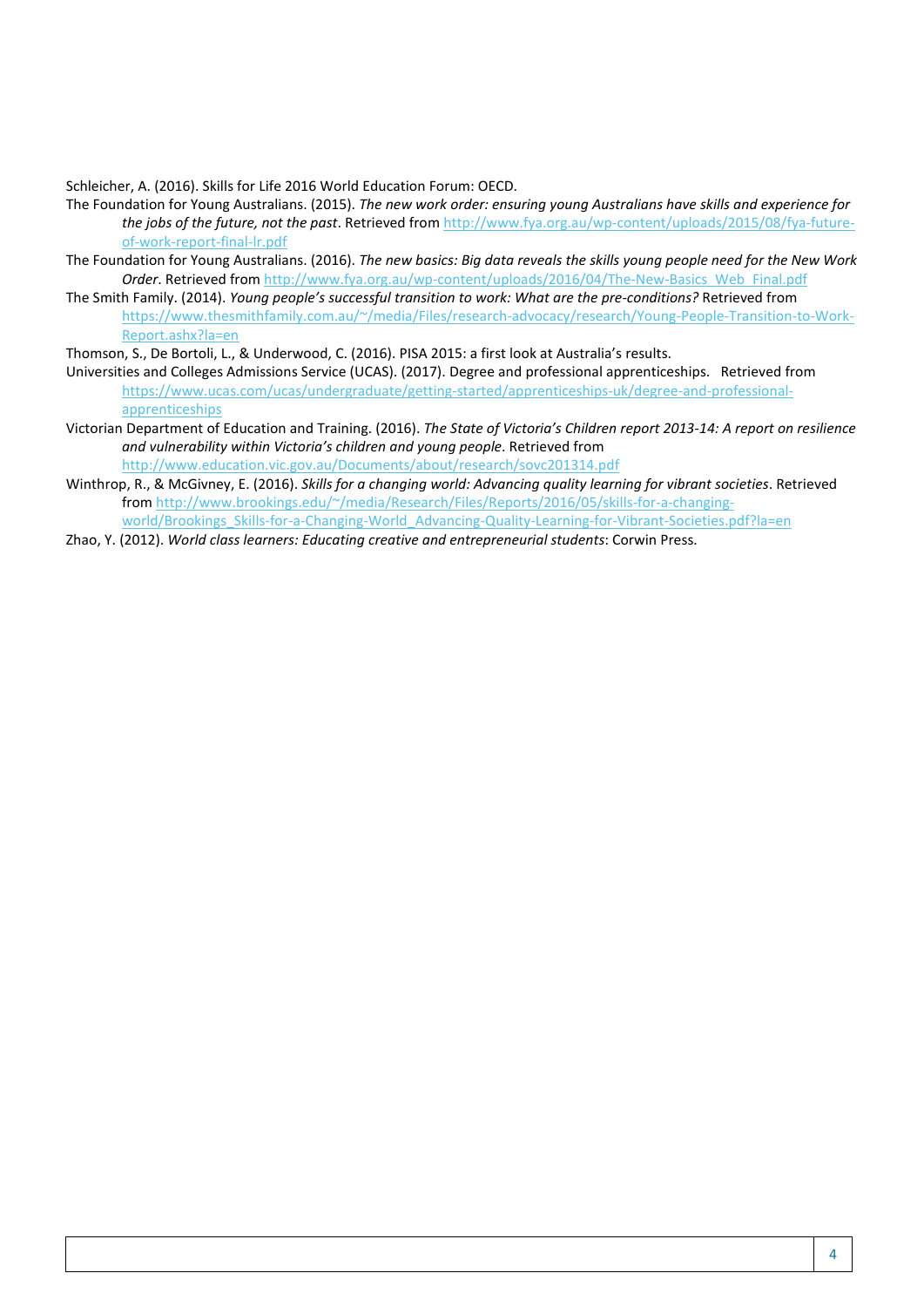Schleicher, A. (2016). Skills for Life 2016 World Education Forum: OECD.

The Foundation for Young Australians. (2015). *The new work order: ensuring young Australians have skills and experience for the jobs of the future, not the past*. Retrieved from http://www.fya.org.au/wp-content/uploads/2015/08/fya-future-of-work-report-final-lr.pdf

The Foundation for Young Australians. (2016). *The new basics: Big data reveals the skills young people need for the New Work Order*. Retrieved from http://www.fya.org.au/wp-content/uploads/2016/04/The-New-Basics_Web_Final.pdf

The Smith Family. (2014). *Young people's successful transition to work: What are the pre-conditions?* Retrieved from https://www.thesmithfamily.com.au/~/media/Files/research-advocacy/research/Young-People-Transition-to-Work-Report.ashx?la=en

Thomson, S., De Bortoli, L., & Underwood, C. (2016). PISA 2015: a first look at Australia's results.

Universities and Colleges Admissions Service (UCAS). (2017). Degree and professional apprenticeships. Retrieved from https://www.ucas.com/ucas/undergraduate/getting-started/apprenticeships-uk/degree-and-professional-apprenticeships

Victorian Department of Education and Training. (2016). *The State of Victoria's Children report 2013-14: A report on resilience and vulnerability within Victoria's children and young people*. Retrieved from http://www.education.vic.gov.au/Documents/about/research/sovc201314.pdf

Winthrop, R., & McGivney, E. (2016). *Skills for a changing world: Advancing quality learning for vibrant societies*. Retrieved from http://www.brookings.edu/~/media/Research/Files/Reports/2016/05/skills-for-a-changing-world/Brookings_Skills-for-a-Changing-World_Advancing-Quality-Learning-for-Vibrant-Societies.pdf?la=en

Zhao, Y. (2012). *World class learners: Educating creative and entrepreneurial students*: Corwin Press.